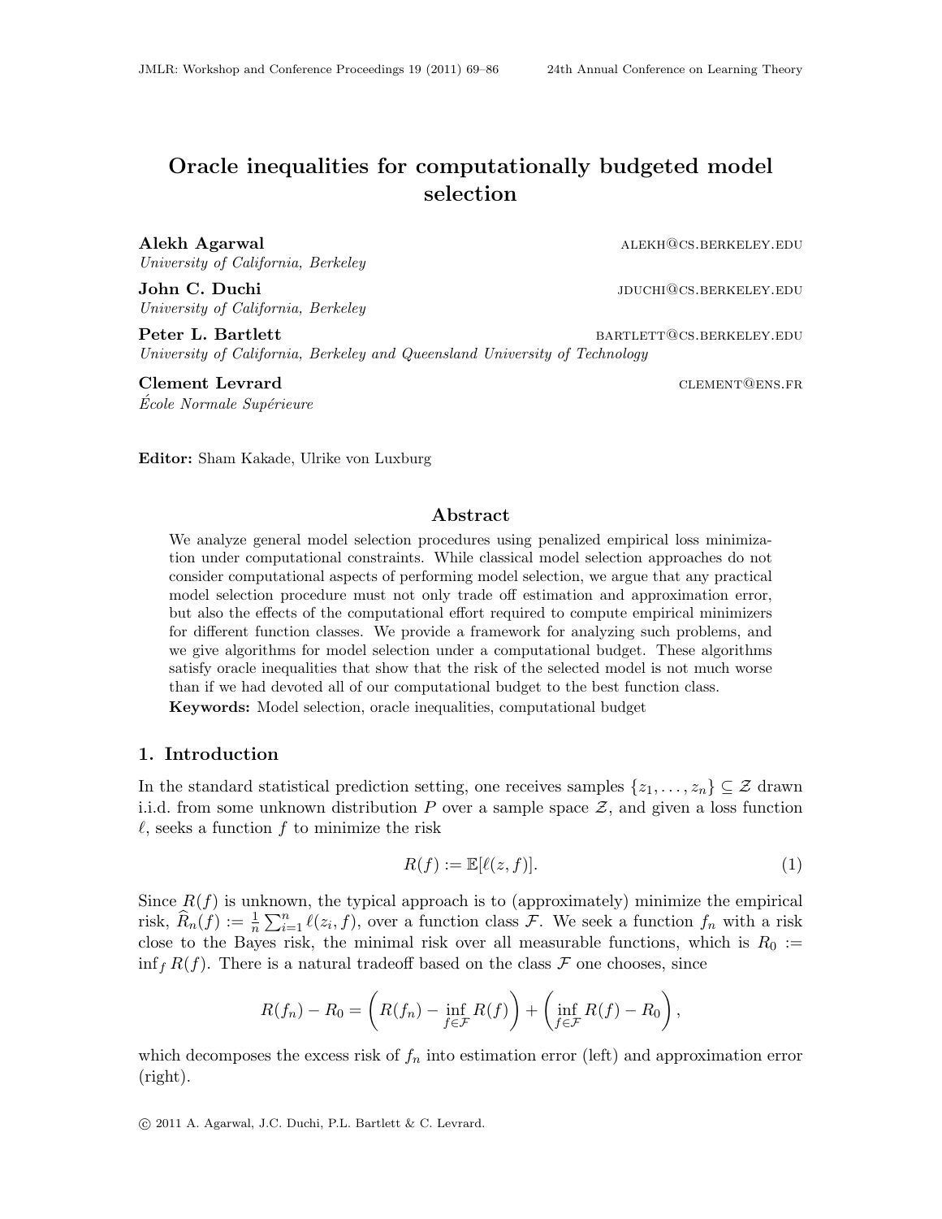# Oracle inequalities for computationally budgeted model selection

**Alekh Agarwal** ALEKH@CS.BERKELEY.EDU
*University of California, Berkeley*

**John C. Duchi** JDUCHI@CS.BERKELEY.EDU
*University of California, Berkeley*

**Peter L. Bartlett** BARTLETT@CS.BERKELEY.EDU
*University of California, Berkeley and Queensland University of Technology*

**Clement Levrard** CLEMENT@ENS.FR
*École Normale Supérieure*

**Editor:** Sham Kakade, Ulrike von Luxburg

## Abstract

We analyze general model selection procedures using penalized empirical loss minimization under computational constraints. While classical model selection approaches do not consider computational aspects of performing model selection, we argue that any practical model selection procedure must not only trade off estimation and approximation error, but also the effects of the computational effort required to compute empirical minimizers for different function classes. We provide a framework for analyzing such problems, and we give algorithms for model selection under a computational budget. These algorithms satisfy oracle inequalities that show that the risk of the selected model is not much worse than if we had devoted all of our computational budget to the best function class.

**Keywords:** Model selection, oracle inequalities, computational budget

## 1. Introduction

In the standard statistical prediction setting, one receives samples $\{z_1, \ldots, z_n\} \subseteq \mathcal{Z}$ drawn i.i.d. from some unknown distribution $P$ over a sample space $\mathcal{Z}$, and given a loss function $\ell$, seeks a function $f$ to minimize the risk

$$R(f) := \mathbb{E}[\ell(z, f)]. \tag{1}$$

Since $R(f)$ is unknown, the typical approach is to (approximately) minimize the empirical risk, $\widehat{R}_n(f) := \frac{1}{n}\sum_{i=1}^{n} \ell(z_i, f)$, over a function class $\mathcal{F}$. We seek a function $f_n$ with a risk close to the Bayes risk, the minimal risk over all measurable functions, which is $R_0 := \inf_f R(f)$. There is a natural tradeoff based on the class $\mathcal{F}$ one chooses, since

$$R(f_n) - R_0 = \left(R(f_n) - \inf_{f \in \mathcal{F}} R(f)\right) + \left(\inf_{f \in \mathcal{F}} R(f) - R_0\right),$$

which decomposes the excess risk of $f_n$ into estimation error (left) and approximation error (right).

© 2011 A. Agarwal, J.C. Duchi, P.L. Bartlett & C. Levrard.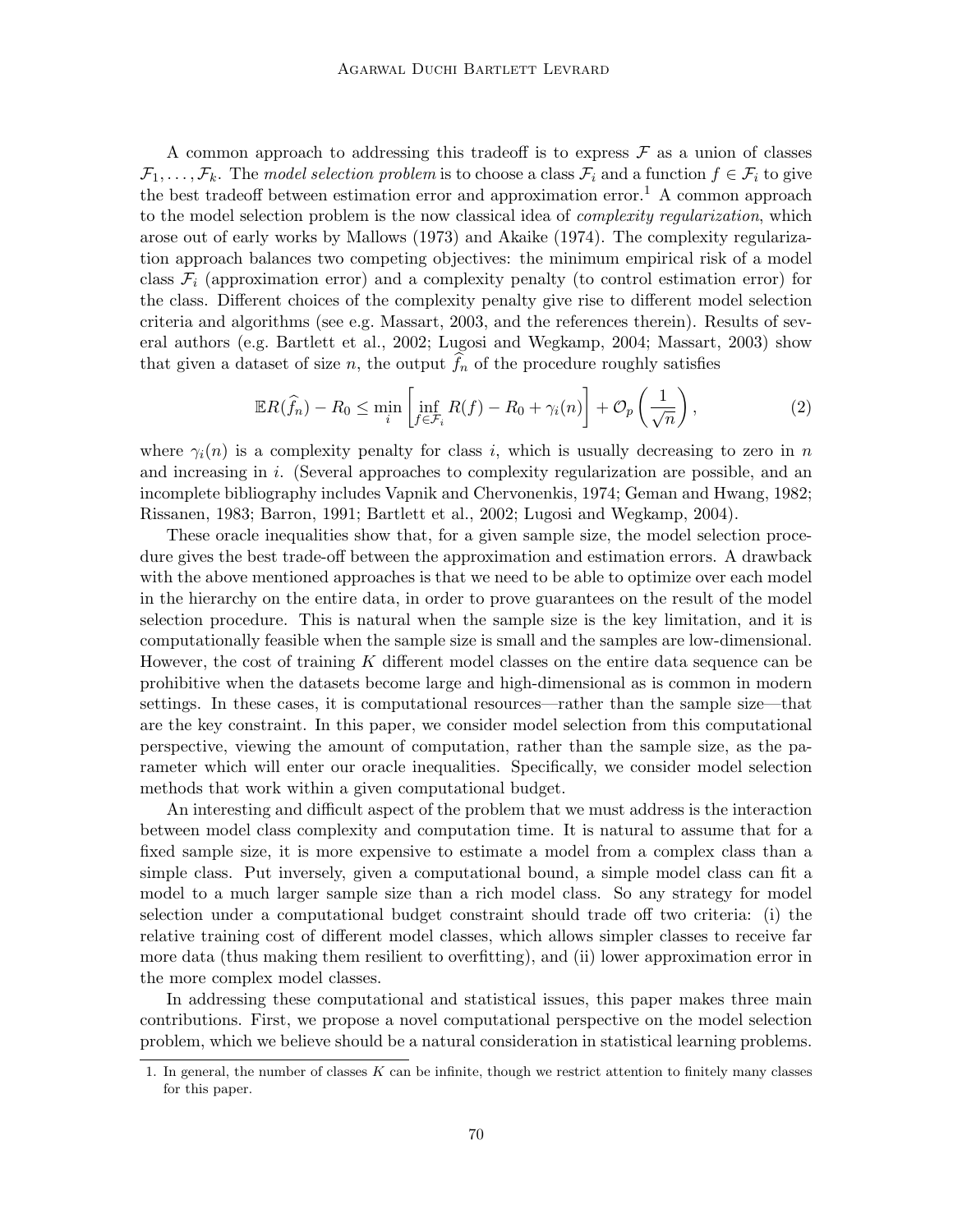A common approach to addressing this tradeoff is to express $\mathcal{F}$ as a union of classes $\mathcal{F}_1, \ldots, \mathcal{F}_k$. The *model selection problem* is to choose a class $\mathcal{F}_i$ and a function $f \in \mathcal{F}_i$ to give the best tradeoff between estimation error and approximation error.[1] A common approach to the model selection problem is the now classical idea of *complexity regularization*, which arose out of early works by Mallows (1973) and Akaike (1974). The complexity regularization approach balances two competing objectives: the minimum empirical risk of a model class $\mathcal{F}_i$ (approximation error) and a complexity penalty (to control estimation error) for the class. Different choices of the complexity penalty give rise to different model selection criteria and algorithms (see e.g. Massart, 2003, and the references therein). Results of several authors (e.g. Bartlett et al., 2002; Lugosi and Wegkamp, 2004; Massart, 2003) show that given a dataset of size $n$, the output $\widehat{f}_n$ of the procedure roughly satisfies

$$\mathbb{E}R(\widehat{f}_n) - R_0 \leq \min_i \left[ \inf_{f \in \mathcal{F}_i} R(f) - R_0 + \gamma_i(n) \right] + \mathcal{O}_p\left( \frac{1}{\sqrt{n}} \right), \tag{2}$$

where $\gamma_i(n)$ is a complexity penalty for class $i$, which is usually decreasing to zero in $n$ and increasing in $i$. (Several approaches to complexity regularization are possible, and an incomplete bibliography includes Vapnik and Chervonenkis, 1974; Geman and Hwang, 1982; Rissanen, 1983; Barron, 1991; Bartlett et al., 2002; Lugosi and Wegkamp, 2004).

These oracle inequalities show that, for a given sample size, the model selection procedure gives the best trade-off between the approximation and estimation errors. A drawback with the above mentioned approaches is that we need to be able to optimize over each model in the hierarchy on the entire data, in order to prove guarantees on the result of the model selection procedure. This is natural when the sample size is the key limitation, and it is computationally feasible when the sample size is small and the samples are low-dimensional. However, the cost of training $K$ different model classes on the entire data sequence can be prohibitive when the datasets become large and high-dimensional as is common in modern settings. In these cases, it is computational resources—rather than the sample size—that are the key constraint. In this paper, we consider model selection from this computational perspective, viewing the amount of computation, rather than the sample size, as the parameter which will enter our oracle inequalities. Specifically, we consider model selection methods that work within a given computational budget.

An interesting and difficult aspect of the problem that we must address is the interaction between model class complexity and computation time. It is natural to assume that for a fixed sample size, it is more expensive to estimate a model from a complex class than a simple class. Put inversely, given a computational bound, a simple model class can fit a model to a much larger sample size than a rich model class. So any strategy for model selection under a computational budget constraint should trade off two criteria: (i) the relative training cost of different model classes, which allows simpler classes to receive far more data (thus making them resilient to overfitting), and (ii) lower approximation error in the more complex model classes.

In addressing these computational and statistical issues, this paper makes three main contributions. First, we propose a novel computational perspective on the model selection problem, which we believe should be a natural consideration in statistical learning problems.

1. In general, the number of classes $K$ can be infinite, though we restrict attention to finitely many classes for this paper.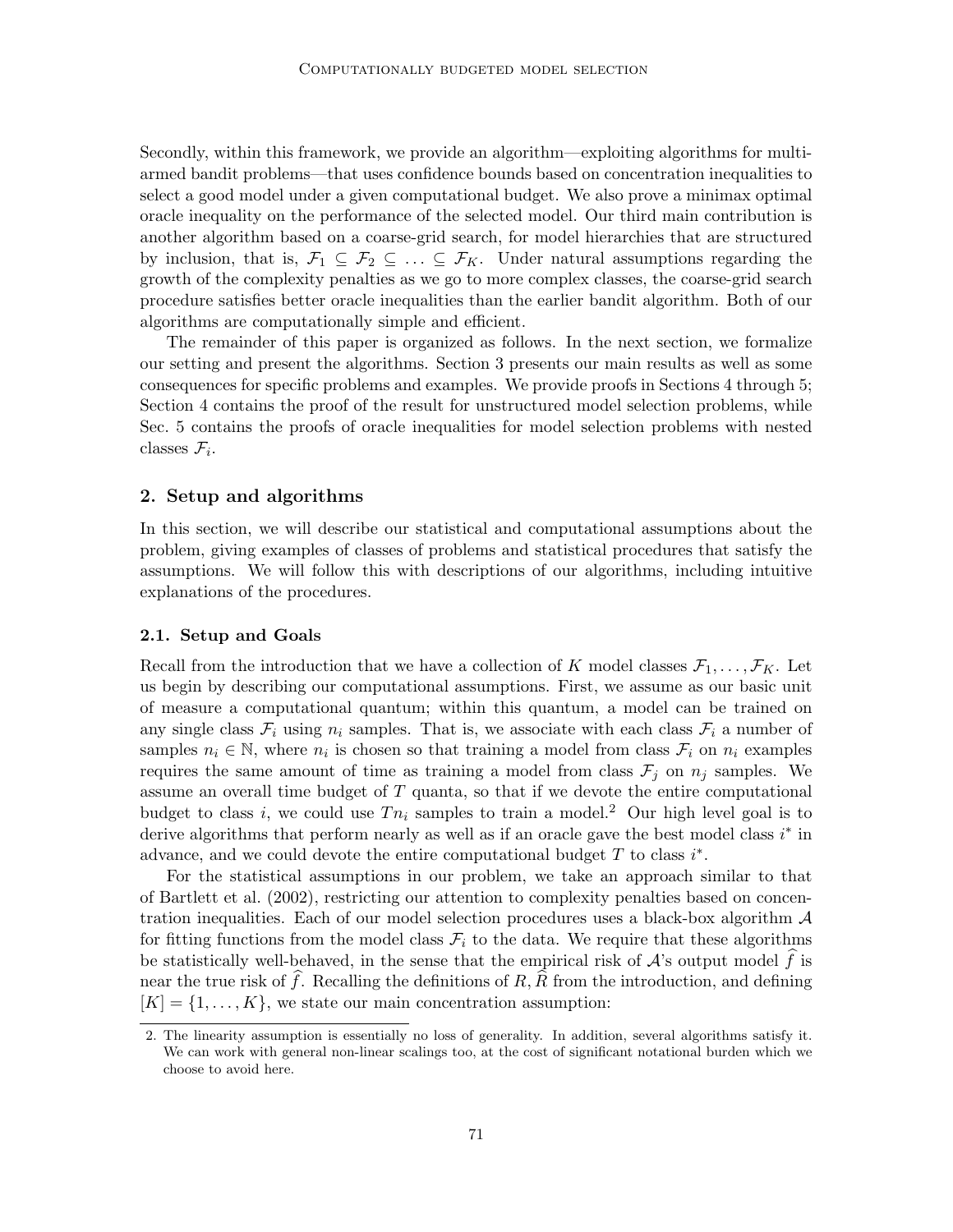Secondly, within this framework, we provide an algorithm—exploiting algorithms for multi-armed bandit problems—that uses confidence bounds based on concentration inequalities to select a good model under a given computational budget. We also prove a minimax optimal oracle inequality on the performance of the selected model. Our third main contribution is another algorithm based on a coarse-grid search, for model hierarchies that are structured by inclusion, that is, $\mathcal{F}_1 \subseteq \mathcal{F}_2 \subseteq \ldots \subseteq \mathcal{F}_K$. Under natural assumptions regarding the growth of the complexity penalties as we go to more complex classes, the coarse-grid search procedure satisfies better oracle inequalities than the earlier bandit algorithm. Both of our algorithms are computationally simple and efficient.

The remainder of this paper is organized as follows. In the next section, we formalize our setting and present the algorithms. Section 3 presents our main results as well as some consequences for specific problems and examples. We provide proofs in Sections 4 through 5; Section 4 contains the proof of the result for unstructured model selection problems, while Sec. 5 contains the proofs of oracle inequalities for model selection problems with nested classes $\mathcal{F}_i$.

## 2. Setup and algorithms

In this section, we will describe our statistical and computational assumptions about the problem, giving examples of classes of problems and statistical procedures that satisfy the assumptions. We will follow this with descriptions of our algorithms, including intuitive explanations of the procedures.

### 2.1. Setup and Goals

Recall from the introduction that we have a collection of $K$ model classes $\mathcal{F}_1, \ldots, \mathcal{F}_K$. Let us begin by describing our computational assumptions. First, we assume as our basic unit of measure a computational quantum; within this quantum, a model can be trained on any single class $\mathcal{F}_i$ using $n_i$ samples. That is, we associate with each class $\mathcal{F}_i$ a number of samples $n_i \in \mathbb{N}$, where $n_i$ is chosen so that training a model from class $\mathcal{F}_i$ on $n_i$ examples requires the same amount of time as training a model from class $\mathcal{F}_j$ on $n_j$ samples. We assume an overall time budget of $T$ quanta, so that if we devote the entire computational budget to class $i$, we could use $Tn_i$ samples to train a model.[2] Our high level goal is to derive algorithms that perform nearly as well as if an oracle gave the best model class $i^*$ in advance, and we could devote the entire computational budget $T$ to class $i^*$.

For the statistical assumptions in our problem, we take an approach similar to that of Bartlett et al. (2002), restricting our attention to complexity penalties based on concentration inequalities. Each of our model selection procedures uses a black-box algorithm $\mathcal{A}$ for fitting functions from the model class $\mathcal{F}_i$ to the data. We require that these algorithms be statistically well-behaved, in the sense that the empirical risk of $\mathcal{A}$'s output model $\widehat{f}$ is near the true risk of $\widehat{f}$. Recalling the definitions of $R, \widehat{R}$ from the introduction, and defining $[K] = \{1, \ldots, K\}$, we state our main concentration assumption:

2. The linearity assumption is essentially no loss of generality. In addition, several algorithms satisfy it. We can work with general non-linear scalings too, at the cost of significant notational burden which we choose to avoid here.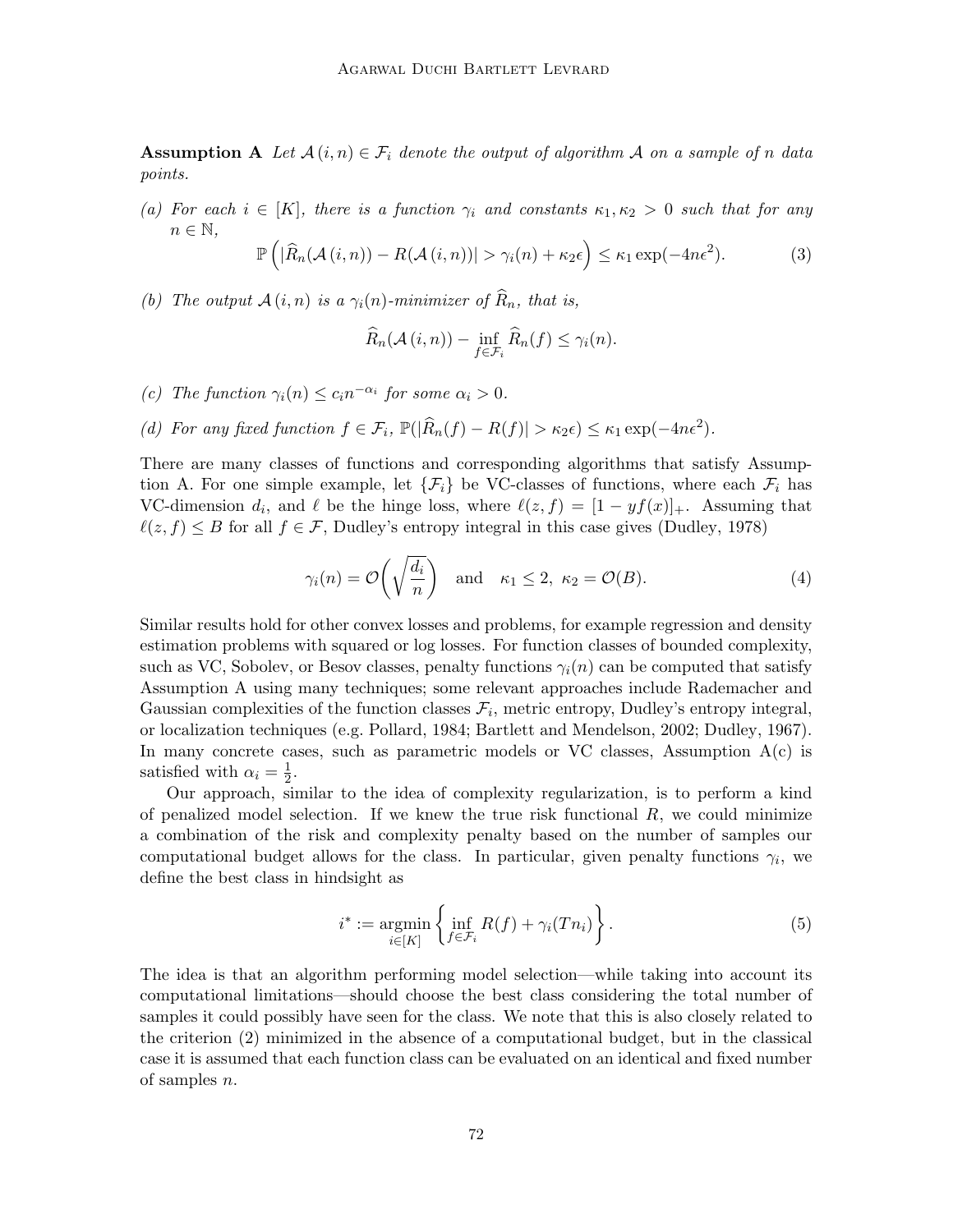**Assumption A** *Let $\mathcal{A}(i,n) \in \mathcal{F}_i$ denote the output of algorithm $\mathcal{A}$ on a sample of $n$ data points.*

*(a) For each $i \in [K]$, there is a function $\gamma_i$ and constants $\kappa_1, \kappa_2 > 0$ such that for any $n \in \mathbb{N}$,*

$$\mathbb{P}\left(|\widehat{R}_n(\mathcal{A}(i,n)) - R(\mathcal{A}(i,n))| > \gamma_i(n) + \kappa_2\epsilon\right) \leq \kappa_1 \exp(-4n\epsilon^2). \tag{3}$$

*(b) The output $\mathcal{A}(i,n)$ is a $\gamma_i(n)$-minimizer of $\widehat{R}_n$, that is,*

$$\widehat{R}_n(\mathcal{A}(i,n)) - \inf_{f \in \mathcal{F}_i} \widehat{R}_n(f) \leq \gamma_i(n).$$

*(c) The function $\gamma_i(n) \leq c_i n^{-\alpha_i}$ for some $\alpha_i > 0$.*

*(d) For any fixed function $f \in \mathcal{F}_i$, $\mathbb{P}(|\widehat{R}_n(f) - R(f)| > \kappa_2\epsilon) \leq \kappa_1 \exp(-4n\epsilon^2)$.*

There are many classes of functions and corresponding algorithms that satisfy Assumption A. For one simple example, let $\{\mathcal{F}_i\}$ be VC-classes of functions, where each $\mathcal{F}_i$ has VC-dimension $d_i$, and $\ell$ be the hinge loss, where $\ell(z,f) = [1 - yf(x)]_+$. Assuming that $\ell(z,f) \leq B$ for all $f \in \mathcal{F}$, Dudley's entropy integral in this case gives (Dudley, 1978)

$$\gamma_i(n) = \mathcal{O}\left(\sqrt{\frac{d_i}{n}}\right) \quad \text{and} \quad \kappa_1 \leq 2,\ \kappa_2 = \mathcal{O}(B). \tag{4}$$

Similar results hold for other convex losses and problems, for example regression and density estimation problems with squared or log losses. For function classes of bounded complexity, such as VC, Sobolev, or Besov classes, penalty functions $\gamma_i(n)$ can be computed that satisfy Assumption A using many techniques; some relevant approaches include Rademacher and Gaussian complexities of the function classes $\mathcal{F}_i$, metric entropy, Dudley's entropy integral, or localization techniques (e.g. Pollard, 1984; Bartlett and Mendelson, 2002; Dudley, 1967). In many concrete cases, such as parametric models or VC classes, Assumption A(c) is satisfied with $\alpha_i = \frac{1}{2}$.

Our approach, similar to the idea of complexity regularization, is to perform a kind of penalized model selection. If we knew the true risk functional $R$, we could minimize a combination of the risk and complexity penalty based on the number of samples our computational budget allows for the class. In particular, given penalty functions $\gamma_i$, we define the best class in hindsight as

$$i^* := \operatorname*{argmin}_{i \in [K]} \left\{ \inf_{f \in \mathcal{F}_i} R(f) + \gamma_i(Tn_i) \right\}. \tag{5}$$

The idea is that an algorithm performing model selection—while taking into account its computational limitations—should choose the best class considering the total number of samples it could possibly have seen for the class. We note that this is also closely related to the criterion (2) minimized in the absence of a computational budget, but in the classical case it is assumed that each function class can be evaluated on an identical and fixed number of samples $n$.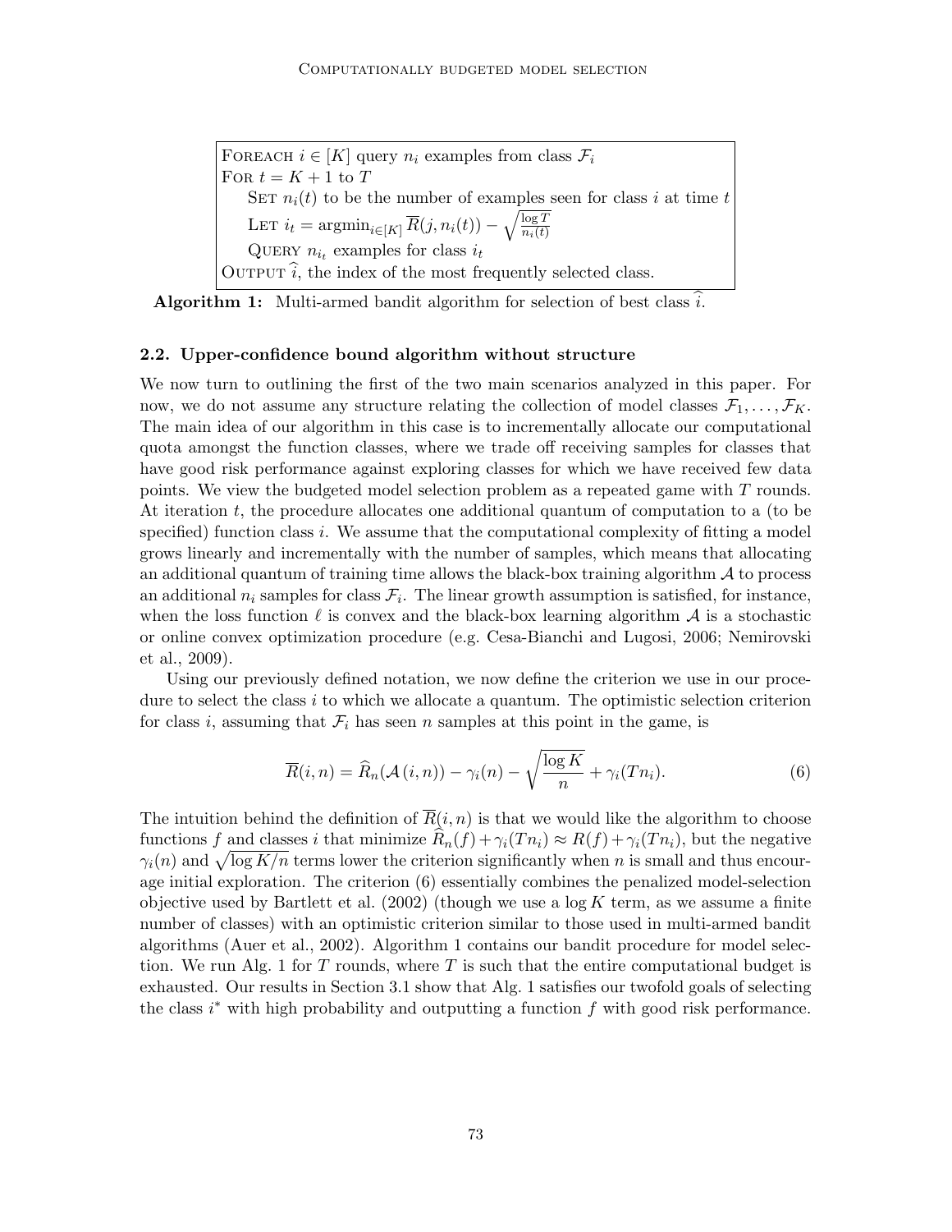```
FOREACH i ∈ [K] query n_i examples from class F_i
FOR t = K + 1 to T
    SET n_i(t) to be the number of examples seen for class i at time t
    LET i_t = argmin_{i∈[K]} R̄(j, n_i(t)) − sqrt(log T / n_i(t))
    QUERY n_{i_t} examples for class i_t
OUTPUT î, the index of the most frequently selected class.
```

Foreach $i \in [K]$ query $n_i$ examples from class $\mathcal{F}_i$
For $t = K + 1$ to $T$
  Set $n_i(t)$ to be the number of examples seen for class $i$ at time $t$
  Let $i_t = \text{argmin}_{i \in [K]} \overline{R}(j, n_i(t)) - \sqrt{\frac{\log T}{n_i(t)}}$
  Query $n_{i_t}$ examples for class $i_t$
Output $\widehat{i}$, the index of the most frequently selected class.

**Algorithm 1:** Multi-armed bandit algorithm for selection of best class $\widehat{i}$.

### 2.2. Upper-confidence bound algorithm without structure

We now turn to outlining the first of the two main scenarios analyzed in this paper. For now, we do not assume any structure relating the collection of model classes $\mathcal{F}_1, \ldots, \mathcal{F}_K$. The main idea of our algorithm in this case is to incrementally allocate our computational quota amongst the function classes, where we trade off receiving samples for classes that have good risk performance against exploring classes for which we have received few data points. We view the budgeted model selection problem as a repeated game with $T$ rounds. At iteration $t$, the procedure allocates one additional quantum of computation to a (to be specified) function class $i$. We assume that the computational complexity of fitting a model grows linearly and incrementally with the number of samples, which means that allocating an additional quantum of training time allows the black-box training algorithm $\mathcal{A}$ to process an additional $n_i$ samples for class $\mathcal{F}_i$. The linear growth assumption is satisfied, for instance, when the loss function $\ell$ is convex and the black-box learning algorithm $\mathcal{A}$ is a stochastic or online convex optimization procedure (e.g. Cesa-Bianchi and Lugosi, 2006; Nemirovski et al., 2009).

Using our previously defined notation, we now define the criterion we use in our procedure to select the class $i$ to which we allocate a quantum. The optimistic selection criterion for class $i$, assuming that $\mathcal{F}_i$ has seen $n$ samples at this point in the game, is

$$\overline{R}(i, n) = \widehat{R}_n(\mathcal{A}(i, n)) - \gamma_i(n) - \sqrt{\frac{\log K}{n}} + \gamma_i(Tn_i). \tag{6}$$

The intuition behind the definition of $\overline{R}(i, n)$ is that we would like the algorithm to choose functions $f$ and classes $i$ that minimize $\widehat{R}_n(f) + \gamma_i(Tn_i) \approx R(f) + \gamma_i(Tn_i)$, but the negative $\gamma_i(n)$ and $\sqrt{\log K/n}$ terms lower the criterion significantly when $n$ is small and thus encourage initial exploration. The criterion (6) essentially combines the penalized model-selection objective used by Bartlett et al. (2002) (though we use a $\log K$ term, as we assume a finite number of classes) with an optimistic criterion similar to those used in multi-armed bandit algorithms (Auer et al., 2002). Algorithm 1 contains our bandit procedure for model selection. We run Alg. 1 for $T$ rounds, where $T$ is such that the entire computational budget is exhausted. Our results in Section 3.1 show that Alg. 1 satisfies our twofold goals of selecting the class $i^*$ with high probability and outputting a function $f$ with good risk performance.

Foreach $i \in [K]$ query $n_i$ examples from class $\mathcal{F}_i$
For $t = K + 1$ to $T$
  Set $n_i(t)$ to be the number of examples seen for class $i$ at time $t$
  Let $i_t = \text{argmin}_{i \in [K]} \overline{R}(j, n_i(t)) - \sqrt{\frac{\log T}{n_i(t)}}$
  Query $n_{i_t}$ examples for class $i_t$
Output $\widehat{i}$, the index of the most frequently selected class.

**Algorithm 1:** Multi-armed bandit algorithm for selection of best class $\widehat{i}$.

### 2.2. Upper-confidence bound algorithm without structure

We now turn to outlining the first of the two main scenarios analyzed in this paper. For now, we do not assume any structure relating the collection of model classes $\mathcal{F}_1, \ldots, \mathcal{F}_K$. The main idea of our algorithm in this case is to incrementally allocate our computational quota amongst the function classes, where we trade off receiving samples for classes that have good risk performance against exploring classes for which we have received few data points. We view the budgeted model selection problem as a repeated game with $T$ rounds. At iteration $t$, the procedure allocates one additional quantum of computation to a (to be specified) function class $i$. We assume that the computational complexity of fitting a model grows linearly and incrementally with the number of samples, which means that allocating an additional quantum of training time allows the black-box training algorithm $\mathcal{A}$ to process an additional $n_i$ samples for class $\mathcal{F}_i$. The linear growth assumption is satisfied, for instance, when the loss function $\ell$ is convex and the black-box learning algorithm $\mathcal{A}$ is a stochastic or online convex optimization procedure (e.g. Cesa-Bianchi and Lugosi, 2006; Nemirovski et al., 2009).

Using our previously defined notation, we now define the criterion we use in our procedure to select the class $i$ to which we allocate a quantum. The optimistic selection criterion for class $i$, assuming that $\mathcal{F}_i$ has seen $n$ samples at this point in the game, is

$$\overline{R}(i, n) = \widehat{R}_n(\mathcal{A}(i, n)) - \gamma_i(n) - \sqrt{\frac{\log K}{n}} + \gamma_i(Tn_i). \tag{6}$$

The intuition behind the definition of $\overline{R}(i, n)$ is that we would like the algorithm to choose functions $f$ and classes $i$ that minimize $\widehat{R}_n(f) + \gamma_i(Tn_i) \approx R(f) + \gamma_i(Tn_i)$, but the negative $\gamma_i(n)$ and $\sqrt{\log K/n}$ terms lower the criterion significantly when $n$ is small and thus encourage initial exploration. The criterion (6) essentially combines the penalized model-selection objective used by Bartlett et al. (2002) (though we use a $\log K$ term, as we assume a finite number of classes) with an optimistic criterion similar to those used in multi-armed bandit algorithms (Auer et al., 2002). Algorithm 1 contains our bandit procedure for model selection. We run Alg. 1 for $T$ rounds, where $T$ is such that the entire computational budget is exhausted. Our results in Section 3.1 show that Alg. 1 satisfies our twofold goals of selecting the class $i^*$ with high probability and outputting a function $f$ with good risk performance.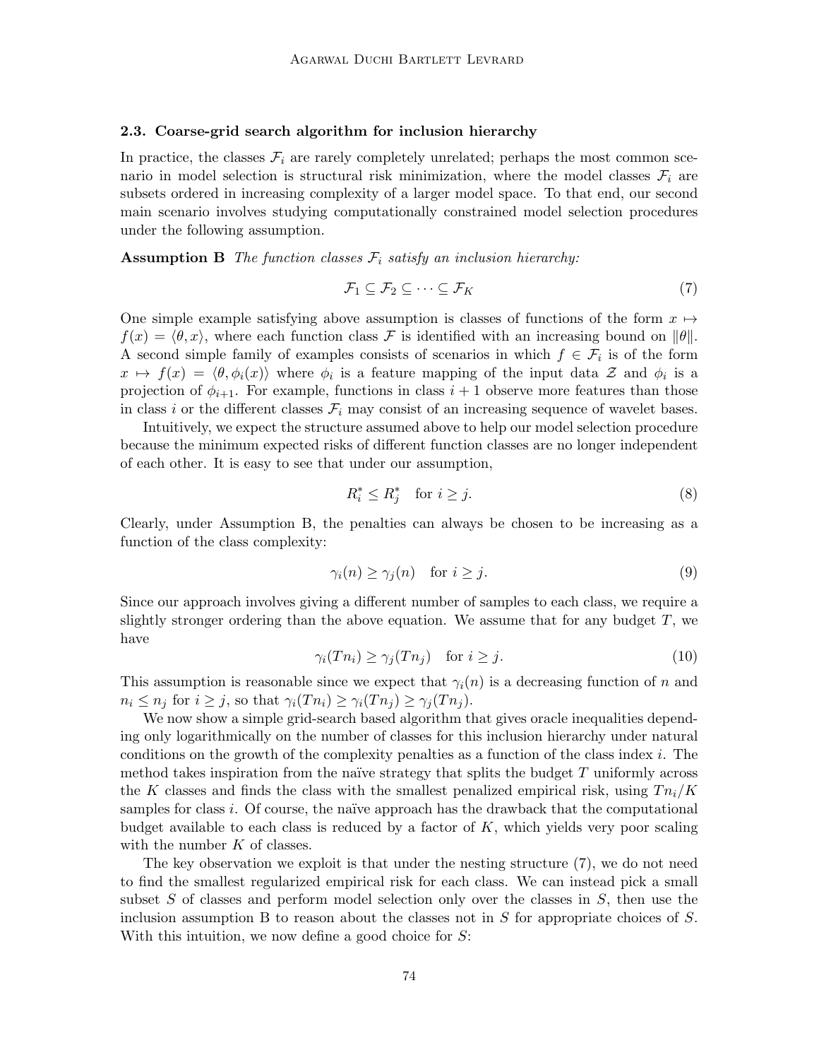### 2.3. Coarse-grid search algorithm for inclusion hierarchy

In practice, the classes $\mathcal{F}_i$ are rarely completely unrelated; perhaps the most common scenario in model selection is structural risk minimization, where the model classes $\mathcal{F}_i$ are subsets ordered in increasing complexity of a larger model space. To that end, our second main scenario involves studying computationally constrained model selection procedures under the following assumption.

**Assumption B** *The function classes $\mathcal{F}_i$ satisfy an inclusion hierarchy:*

$$\mathcal{F}_1 \subseteq \mathcal{F}_2 \subseteq \cdots \subseteq \mathcal{F}_K \tag{7}$$

One simple example satisfying above assumption is classes of functions of the form $x \mapsto f(x) = \langle \theta, x \rangle$, where each function class $\mathcal{F}$ is identified with an increasing bound on $\|\theta\|$. A second simple family of examples consists of scenarios in which $f \in \mathcal{F}_i$ is of the form $x \mapsto f(x) = \langle \theta, \phi_i(x) \rangle$ where $\phi_i$ is a feature mapping of the input data $\mathcal{Z}$ and $\phi_i$ is a projection of $\phi_{i+1}$. For example, functions in class $i+1$ observe more features than those in class $i$ or the different classes $\mathcal{F}_i$ may consist of an increasing sequence of wavelet bases.

Intuitively, we expect the structure assumed above to help our model selection procedure because the minimum expected risks of different function classes are no longer independent of each other. It is easy to see that under our assumption,

$$R_i^* \leq R_j^* \quad \text{for } i \geq j. \tag{8}$$

Clearly, under Assumption B, the penalties can always be chosen to be increasing as a function of the class complexity:

$$\gamma_i(n) \geq \gamma_j(n) \quad \text{for } i \geq j. \tag{9}$$

Since our approach involves giving a different number of samples to each class, we require a slightly stronger ordering than the above equation. We assume that for any budget $T$, we have

$$\gamma_i(Tn_i) \geq \gamma_j(Tn_j) \quad \text{for } i \geq j. \tag{10}$$

This assumption is reasonable since we expect that $\gamma_i(n)$ is a decreasing function of $n$ and $n_i \leq n_j$ for $i \geq j$, so that $\gamma_i(Tn_i) \geq \gamma_i(Tn_j) \geq \gamma_j(Tn_j)$.

We now show a simple grid-search based algorithm that gives oracle inequalities depending only logarithmically on the number of classes for this inclusion hierarchy under natural conditions on the growth of the complexity penalties as a function of the class index $i$. The method takes inspiration from the naïve strategy that splits the budget $T$ uniformly across the $K$ classes and finds the class with the smallest penalized empirical risk, using $Tn_i/K$ samples for class $i$. Of course, the naïve approach has the drawback that the computational budget available to each class is reduced by a factor of $K$, which yields very poor scaling with the number $K$ of classes.

The key observation we exploit is that under the nesting structure (7), we do not need to find the smallest regularized empirical risk for each class. We can instead pick a small subset $S$ of classes and perform model selection only over the classes in $S$, then use the inclusion assumption B to reason about the classes not in $S$ for appropriate choices of $S$. With this intuition, we now define a good choice for $S$: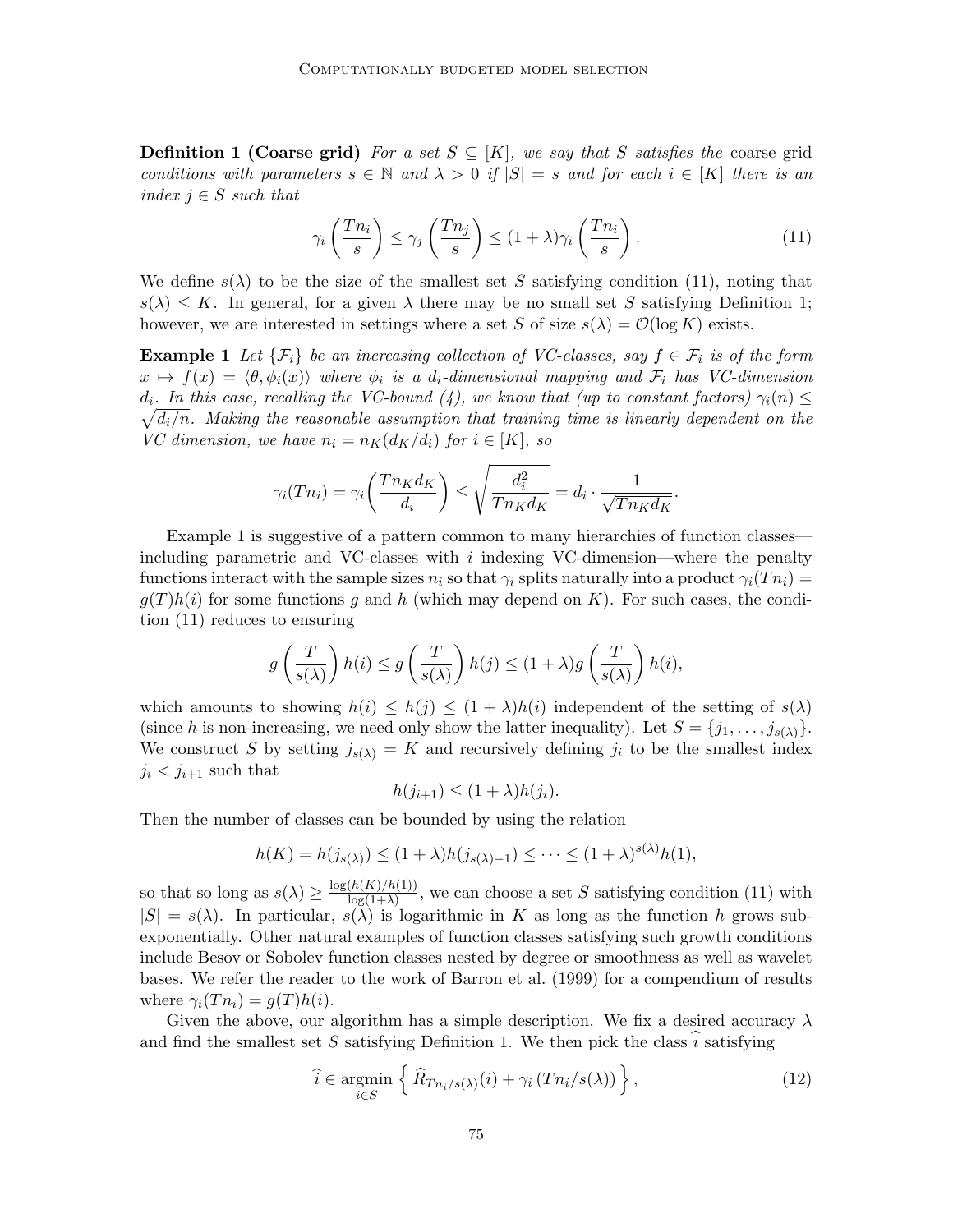**Definition 1 (Coarse grid)** *For a set $S \subseteq [K]$, we say that $S$ satisfies the* coarse grid *conditions with parameters $s \in \mathbb{N}$ and $\lambda > 0$ if $|S| = s$ and for each $i \in [K]$ there is an index $j \in S$ such that*

$$\gamma_i\left(\frac{Tn_i}{s}\right) \leq \gamma_j\left(\frac{Tn_j}{s}\right) \leq (1+\lambda)\gamma_i\left(\frac{Tn_i}{s}\right). \tag{11}$$

We define $s(\lambda)$ to be the size of the smallest set $S$ satisfying condition (11), noting that $s(\lambda) \leq K$. In general, for a given $\lambda$ there may be no small set $S$ satisfying Definition 1; however, we are interested in settings where a set $S$ of size $s(\lambda) = \mathcal{O}(\log K)$ exists.

**Example 1** *Let $\{\mathcal{F}_i\}$ be an increasing collection of VC-classes, say $f \in \mathcal{F}_i$ is of the form $x \mapsto f(x) = \langle \theta, \phi_i(x) \rangle$ where $\phi_i$ is a $d_i$-dimensional mapping and $\mathcal{F}_i$ has VC-dimension $d_i$. In this case, recalling the VC-bound (4), we know that (up to constant factors) $\gamma_i(n) \leq \sqrt{d_i/n}$. Making the reasonable assumption that training time is linearly dependent on the VC dimension, we have $n_i = n_K(d_K/d_i)$ for $i \in [K]$, so*

$$\gamma_i(Tn_i) = \gamma_i\bigg(\frac{Tn_K d_K}{d_i}\bigg) \leq \sqrt{\frac{d_i^2}{Tn_K d_K}} = d_i \cdot \frac{1}{\sqrt{Tn_K d_K}}.$$

Example 1 is suggestive of a pattern common to many hierarchies of function classes—including parametric and VC-classes with $i$ indexing VC-dimension—where the penalty functions interact with the sample sizes $n_i$ so that $\gamma_i$ splits naturally into a product $\gamma_i(Tn_i) = g(T)h(i)$ for some functions $g$ and $h$ (which may depend on $K$). For such cases, the condition (11) reduces to ensuring

$$g\left(\frac{T}{s(\lambda)}\right)h(i) \leq g\left(\frac{T}{s(\lambda)}\right)h(j) \leq (1+\lambda)g\left(\frac{T}{s(\lambda)}\right)h(i),$$

which amounts to showing $h(i) \leq h(j) \leq (1+\lambda)h(i)$ independent of the setting of $s(\lambda)$ (since $h$ is non-increasing, we need only show the latter inequality). Let $S = \{j_1, \ldots, j_{s(\lambda)}\}$. We construct $S$ by setting $j_{s(\lambda)} = K$ and recursively defining $j_i$ to be the smallest index $j_i < j_{i+1}$ such that

$$h(j_{i+1}) \leq (1+\lambda)h(j_i).$$

Then the number of classes can be bounded by using the relation

$$h(K) = h(j_{s(\lambda)}) \leq (1+\lambda)h(j_{s(\lambda)-1}) \leq \cdots \leq (1+\lambda)^{s(\lambda)}h(1),$$

so that so long as $s(\lambda) \geq \frac{\log(h(K)/h(1))}{\log(1+\lambda)}$, we can choose a set $S$ satisfying condition (11) with $|S| = s(\lambda)$. In particular, $s(\lambda)$ is logarithmic in $K$ as long as the function $h$ grows sub-exponentially. Other natural examples of function classes satisfying such growth conditions include Besov or Sobolev function classes nested by degree or smoothness as well as wavelet bases. We refer the reader to the work of Barron et al. (1999) for a compendium of results where $\gamma_i(Tn_i) = g(T)h(i)$.

Given the above, our algorithm has a simple description. We fix a desired accuracy $\lambda$ and find the smallest set $S$ satisfying Definition 1. We then pick the class $\widehat{i}$ satisfying

$$\widehat{i} \in \operatorname*{argmin}_{i \in S} \left\{ \widehat{R}_{Tn_i/s(\lambda)}(i) + \gamma_i\left(Tn_i/s(\lambda)\right) \right\}, \tag{12}$$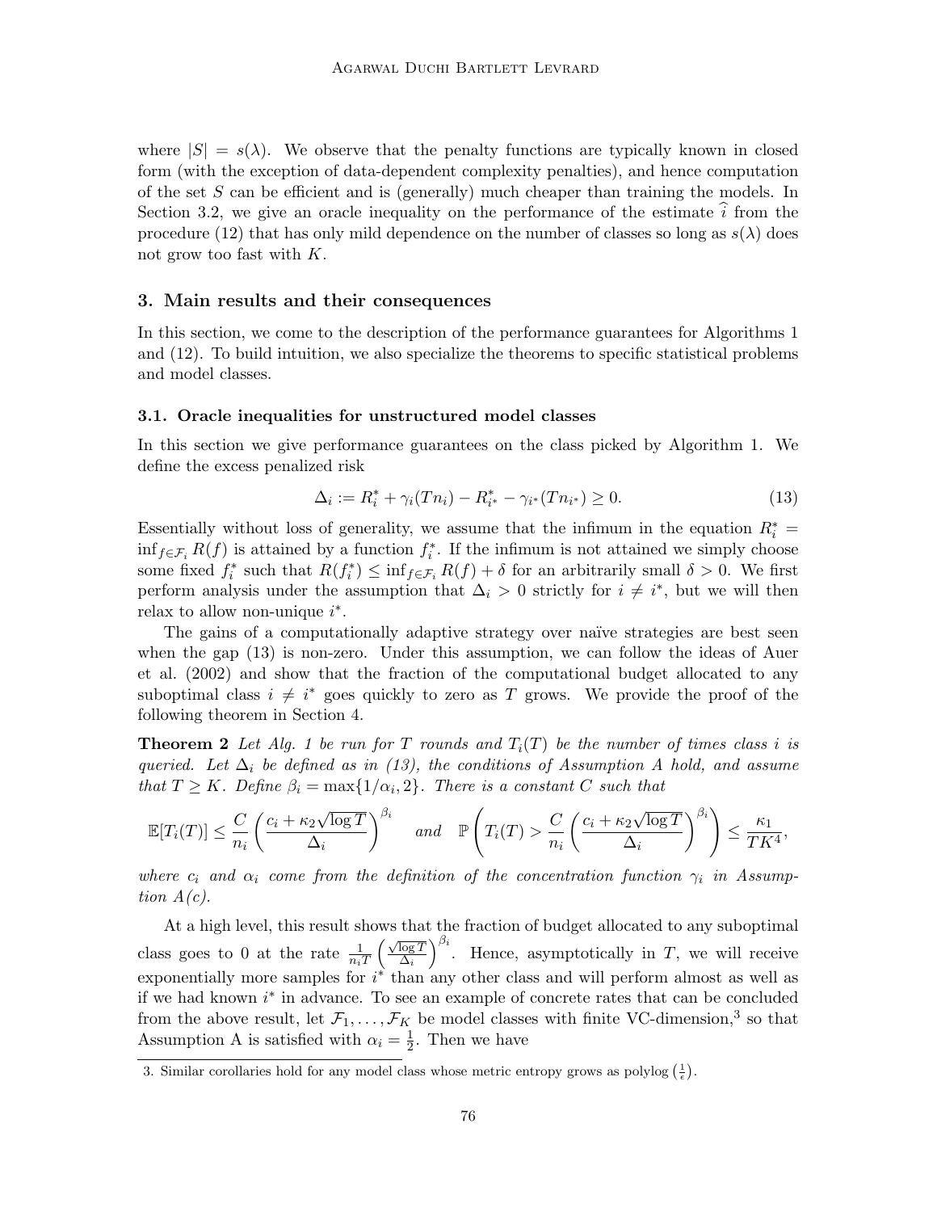where $|S| = s(\lambda)$. We observe that the penalty functions are typically known in closed form (with the exception of data-dependent complexity penalties), and hence computation of the set $S$ can be efficient and is (generally) much cheaper than training the models. In Section 3.2, we give an oracle inequality on the performance of the estimate $\widehat{i}$ from the procedure (12) that has only mild dependence on the number of classes so long as $s(\lambda)$ does not grow too fast with $K$.

## 3. Main results and their consequences

In this section, we come to the description of the performance guarantees for Algorithms 1 and (12). To build intuition, we also specialize the theorems to specific statistical problems and model classes.

### 3.1. Oracle inequalities for unstructured model classes

In this section we give performance guarantees on the class picked by Algorithm 1. We define the excess penalized risk

$$\Delta_i := R_i^* + \gamma_i(Tn_i) - R_{i^*}^* - \gamma_{i^*}(Tn_{i^*}) \geq 0. \tag{13}$$

Essentially without loss of generality, we assume that the infimum in the equation $R_i^* = \inf_{f \in \mathcal{F}_i} R(f)$ is attained by a function $f_i^*$. If the infimum is not attained we simply choose some fixed $f_i^*$ such that $R(f_i^*) \leq \inf_{f \in \mathcal{F}_i} R(f) + \delta$ for an arbitrarily small $\delta > 0$. We first perform analysis under the assumption that $\Delta_i > 0$ strictly for $i \neq i^*$, but we will then relax to allow non-unique $i^*$.

The gains of a computationally adaptive strategy over naïve strategies are best seen when the gap (13) is non-zero. Under this assumption, we can follow the ideas of Auer et al. (2002) and show that the fraction of the computational budget allocated to any suboptimal class $i \neq i^*$ goes quickly to zero as $T$ grows. We provide the proof of the following theorem in Section 4.

**Theorem 2** *Let Alg. 1 be run for $T$ rounds and $T_i(T)$ be the number of times class $i$ is queried. Let $\Delta_i$ be defined as in (13), the conditions of Assumption A hold, and assume that $T \geq K$. Define $\beta_i = \max\{1/\alpha_i, 2\}$. There is a constant $C$ such that*

$$\mathbb{E}[T_i(T)] \leq \frac{C}{n_i}\left(\frac{c_i + \kappa_2\sqrt{\log T}}{\Delta_i}\right)^{\beta_i} \quad \text{and} \quad \mathbb{P}\left(T_i(T) > \frac{C}{n_i}\left(\frac{c_i + \kappa_2\sqrt{\log T}}{\Delta_i}\right)^{\beta_i}\right) \leq \frac{\kappa_1}{TK^4},$$

*where $c_i$ and $\alpha_i$ come from the definition of the concentration function $\gamma_i$ in Assumption A(c).*

At a high level, this result shows that the fraction of budget allocated to any suboptimal class goes to 0 at the rate $\frac{1}{n_i T}\left(\frac{\sqrt{\log T}}{\Delta_i}\right)^{\beta_i}$. Hence, asymptotically in $T$, we will receive exponentially more samples for $i^*$ than any other class and will perform almost as well as if we had known $i^*$ in advance. To see an example of concrete rates that can be concluded from the above result, let $\mathcal{F}_1, \ldots, \mathcal{F}_K$ be model classes with finite VC-dimension,[3] so that Assumption A is satisfied with $\alpha_i = \frac{1}{2}$. Then we have

[3]. Similar corollaries hold for any model class whose metric entropy grows as $\text{polylog}\left(\frac{1}{\epsilon}\right)$.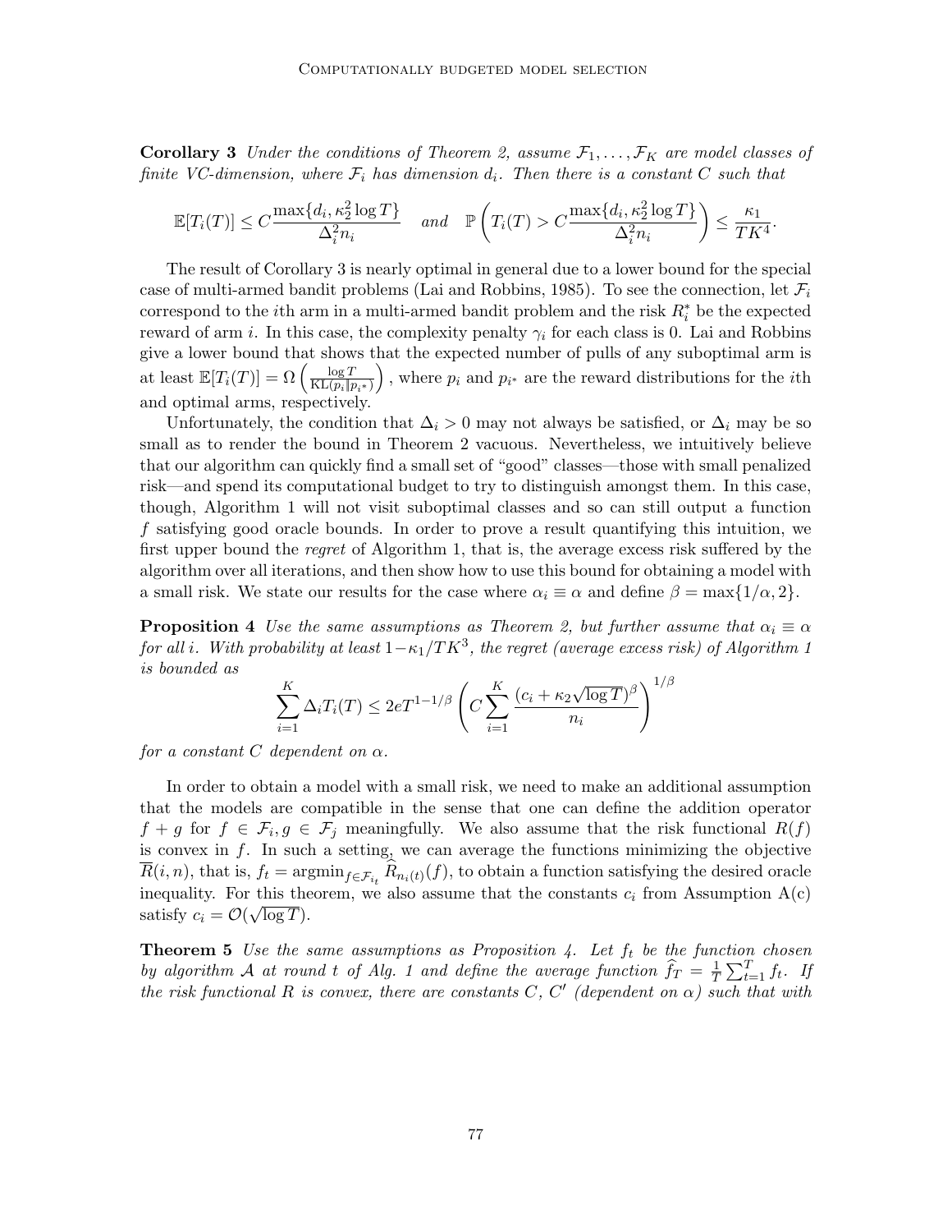**Corollary 3** *Under the conditions of Theorem 2, assume $\mathcal{F}_1, \ldots, \mathcal{F}_K$ are model classes of finite VC-dimension, where $\mathcal{F}_i$ has dimension $d_i$. Then there is a constant $C$ such that*

$$\mathbb{E}[T_i(T)] \le C\frac{\max\{d_i, \kappa_2^2 \log T\}}{\Delta_i^2 n_i} \quad \textit{and} \quad \mathbb{P}\left(T_i(T) > C\frac{\max\{d_i, \kappa_2^2 \log T\}}{\Delta_i^2 n_i}\right) \le \frac{\kappa_1}{TK^4}.$$

The result of Corollary 3 is nearly optimal in general due to a lower bound for the special case of multi-armed bandit problems (Lai and Robbins, 1985). To see the connection, let $\mathcal{F}_i$ correspond to the $i$th arm in a multi-armed bandit problem and the risk $R_i^*$ be the expected reward of arm $i$. In this case, the complexity penalty $\gamma_i$ for each class is 0. Lai and Robbins give a lower bound that shows that the expected number of pulls of any suboptimal arm is at least $\mathbb{E}[T_i(T)] = \Omega\left(\frac{\log T}{\mathrm{KL}(p_i \| p_{i^*})}\right)$, where $p_i$ and $p_{i^*}$ are the reward distributions for the $i$th and optimal arms, respectively.

Unfortunately, the condition that $\Delta_i > 0$ may not always be satisfied, or $\Delta_i$ may be so small as to render the bound in Theorem 2 vacuous. Nevertheless, we intuitively believe that our algorithm can quickly find a small set of "good" classes—those with small penalized risk—and spend its computational budget to try to distinguish amongst them. In this case, though, Algorithm 1 will not visit suboptimal classes and so can still output a function $f$ satisfying good oracle bounds. In order to prove a result quantifying this intuition, we first upper bound the *regret* of Algorithm 1, that is, the average excess risk suffered by the algorithm over all iterations, and then show how to use this bound for obtaining a model with a small risk. We state our results for the case where $\alpha_i \equiv \alpha$ and define $\beta = \max\{1/\alpha, 2\}$.

**Proposition 4** *Use the same assumptions as Theorem 2, but further assume that $\alpha_i \equiv \alpha$ for all $i$. With probability at least $1 - \kappa_1/TK^3$, the regret (average excess risk) of Algorithm 1 is bounded as*

$$\sum_{i=1}^K \Delta_i T_i(T) \le 2eT^{1-1/\beta}\left(C\sum_{i=1}^K \frac{(c_i + \kappa_2\sqrt{\log T})^\beta}{n_i}\right)^{1/\beta}$$

*for a constant $C$ dependent on $\alpha$.*

In order to obtain a model with a small risk, we need to make an additional assumption that the models are compatible in the sense that one can define the addition operator $f + g$ for $f \in \mathcal{F}_i, g \in \mathcal{F}_j$ meaningfully. We also assume that the risk functional $R(f)$ is convex in $f$. In such a setting, we can average the functions minimizing the objective $\overline{R}(i, n)$, that is, $f_t = \operatorname{argmin}_{f \in \mathcal{F}_{i_t}} \widehat{R}_{n_i(t)}(f)$, to obtain a function satisfying the desired oracle inequality. For this theorem, we also assume that the constants $c_i$ from Assumption A(c) satisfy $c_i = \mathcal{O}(\sqrt{\log T})$.

**Theorem 5** *Use the same assumptions as Proposition 4. Let $f_t$ be the function chosen by algorithm $\mathcal{A}$ at round $t$ of Alg. 1 and define the average function $\widehat{f}_T = \frac{1}{T}\sum_{t=1}^T f_t$. If the risk functional $R$ is convex, there are constants $C$, $C'$ (dependent on $\alpha$) such that with*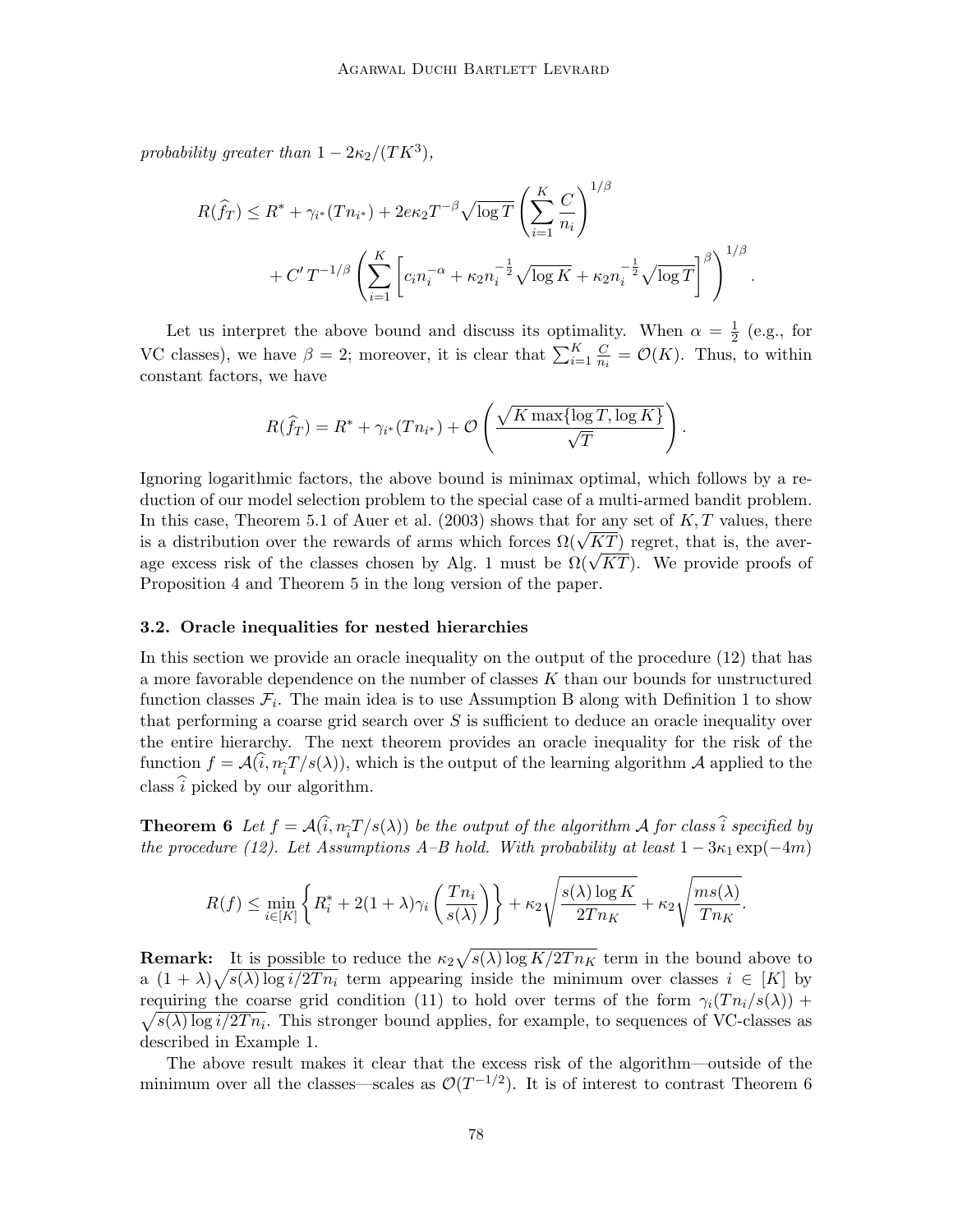*probability greater than $1 - 2\kappa_2/(TK^3)$,*

$$R(\widehat{f}_T) \leq R^* + \gamma_{i^*}(Tn_{i^*}) + 2e\kappa_2 T^{-\beta}\sqrt{\log T}\left(\sum_{i=1}^{K}\frac{C}{n_i}\right)^{1/\beta} + C' \, T^{-1/\beta}\left(\sum_{i=1}^{K}\left[c_i n_i^{-\alpha} + \kappa_2 n_i^{-\frac{1}{2}}\sqrt{\log K} + \kappa_2 n_i^{-\frac{1}{2}}\sqrt{\log T}\right]^{\beta}\right)^{1/\beta}.$$

Let us interpret the above bound and discuss its optimality. When $\alpha = \frac{1}{2}$ (e.g., for VC classes), we have $\beta = 2$; moreover, it is clear that $\sum_{i=1}^{K}\frac{C}{n_i} = \mathcal{O}(K)$. Thus, to within constant factors, we have

$$R(\widehat{f}_T) = R^* + \gamma_{i^*}(Tn_{i^*}) + \mathcal{O}\left(\frac{\sqrt{K\max\{\log T, \log K\}}}{\sqrt{T}}\right).$$

Ignoring logarithmic factors, the above bound is minimax optimal, which follows by a reduction of our model selection problem to the special case of a multi-armed bandit problem. In this case, Theorem 5.1 of Auer et al. (2003) shows that for any set of $K, T$ values, there is a distribution over the rewards of arms which forces $\Omega(\sqrt{KT})$ regret, that is, the average excess risk of the classes chosen by Alg. 1 must be $\Omega(\sqrt{KT})$. We provide proofs of Proposition 4 and Theorem 5 in the long version of the paper.

### 3.2. Oracle inequalities for nested hierarchies

In this section we provide an oracle inequality on the output of the procedure (12) that has a more favorable dependence on the number of classes $K$ than our bounds for unstructured function classes $\mathcal{F}_i$. The main idea is to use Assumption B along with Definition 1 to show that performing a coarse grid search over $S$ is sufficient to deduce an oracle inequality over the entire hierarchy. The next theorem provides an oracle inequality for the risk of the function $f = \mathcal{A}(\widehat{i}, n_{\widehat{i}}T/s(\lambda))$, which is the output of the learning algorithm $\mathcal{A}$ applied to the class $\widehat{i}$ picked by our algorithm.

**Theorem 6** *Let $f = \mathcal{A}(\widehat{i}, n_{\widehat{i}}T/s(\lambda))$ be the output of the algorithm $\mathcal{A}$ for class $\widehat{i}$ specified by the procedure (12). Let Assumptions A–B hold. With probability at least $1 - 3\kappa_1\exp(-4m)$*

$$R(f) \leq \min_{i\in[K]}\left\{R_i^* + 2(1+\lambda)\gamma_i\left(\frac{Tn_i}{s(\lambda)}\right)\right\} + \kappa_2\sqrt{\frac{s(\lambda)\log K}{2Tn_K}} + \kappa_2\sqrt{\frac{ms(\lambda)}{Tn_K}}.$$

**Remark:** It is possible to reduce the $\kappa_2\sqrt{s(\lambda)\log K/2Tn_K}$ term in the bound above to a $(1+\lambda)\sqrt{s(\lambda)\log i/2Tn_i}$ term appearing inside the minimum over classes $i \in [K]$ by requiring the coarse grid condition (11) to hold over terms of the form $\gamma_i(Tn_i/s(\lambda)) + \sqrt{s(\lambda)\log i/2Tn_i}$. This stronger bound applies, for example, to sequences of VC-classes as described in Example 1.

The above result makes it clear that the excess risk of the algorithm—outside of the minimum over all the classes—scales as $\mathcal{O}(T^{-1/2})$. It is of interest to contrast Theorem 6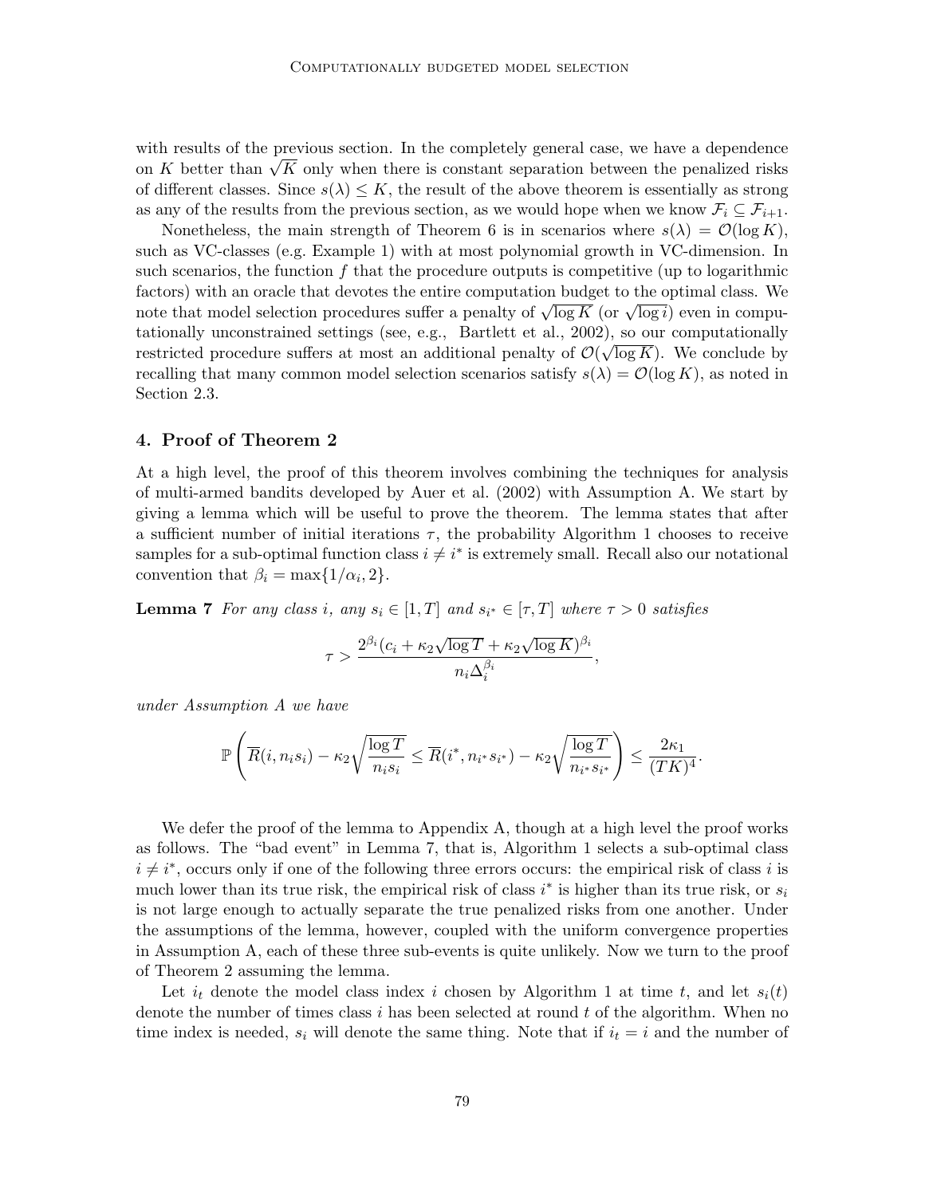with results of the previous section. In the completely general case, we have a dependence on $K$ better than $\sqrt{K}$ only when there is constant separation between the penalized risks of different classes. Since $s(\lambda) \leq K$, the result of the above theorem is essentially as strong as any of the results from the previous section, as we would hope when we know $\mathcal{F}_i \subseteq \mathcal{F}_{i+1}$.

Nonetheless, the main strength of Theorem 6 is in scenarios where $s(\lambda) = \mathcal{O}(\log K)$, such as VC-classes (e.g. Example 1) with at most polynomial growth in VC-dimension. In such scenarios, the function $f$ that the procedure outputs is competitive (up to logarithmic factors) with an oracle that devotes the entire computation budget to the optimal class. We note that model selection procedures suffer a penalty of $\sqrt{\log K}$ (or $\sqrt{\log i}$) even in computationally unconstrained settings (see, e.g., Bartlett et al., 2002), so our computationally restricted procedure suffers at most an additional penalty of $\mathcal{O}(\sqrt{\log K})$. We conclude by recalling that many common model selection scenarios satisfy $s(\lambda) = \mathcal{O}(\log K)$, as noted in Section 2.3.

## 4. Proof of Theorem 2

At a high level, the proof of this theorem involves combining the techniques for analysis of multi-armed bandits developed by Auer et al. (2002) with Assumption A. We start by giving a lemma which will be useful to prove the theorem. The lemma states that after a sufficient number of initial iterations $\tau$, the probability Algorithm 1 chooses to receive samples for a sub-optimal function class $i \neq i^*$ is extremely small. Recall also our notational convention that $\beta_i = \max\{1/\alpha_i, 2\}$.

**Lemma 7** *For any class $i$, any $s_i \in [1, T]$ and $s_{i^*} \in [\tau, T]$ where $\tau > 0$ satisfies*

$$\tau > \frac{2^{\beta_i}(c_i + \kappa_2\sqrt{\log T} + \kappa_2\sqrt{\log K})^{\beta_i}}{n_i \Delta_i^{\beta_i}},$$

*under Assumption A we have*

$$\mathbb{P}\left(\overline{R}(i, n_i s_i) - \kappa_2\sqrt{\frac{\log T}{n_i s_i}} \leq \overline{R}(i^*, n_{i^*} s_{i^*}) - \kappa_2\sqrt{\frac{\log T}{n_{i^*} s_{i^*}}}\right) \leq \frac{2\kappa_1}{(TK)^4}.$$

We defer the proof of the lemma to Appendix A, though at a high level the proof works as follows. The "bad event" in Lemma 7, that is, Algorithm 1 selects a sub-optimal class $i \neq i^*$, occurs only if one of the following three errors occurs: the empirical risk of class $i$ is much lower than its true risk, the empirical risk of class $i^*$ is higher than its true risk, or $s_i$ is not large enough to actually separate the true penalized risks from one another. Under the assumptions of the lemma, however, coupled with the uniform convergence properties in Assumption A, each of these three sub-events is quite unlikely. Now we turn to the proof of Theorem 2 assuming the lemma.

Let $i_t$ denote the model class index $i$ chosen by Algorithm 1 at time $t$, and let $s_i(t)$ denote the number of times class $i$ has been selected at round $t$ of the algorithm. When no time index is needed, $s_i$ will denote the same thing. Note that if $i_t = i$ and the number of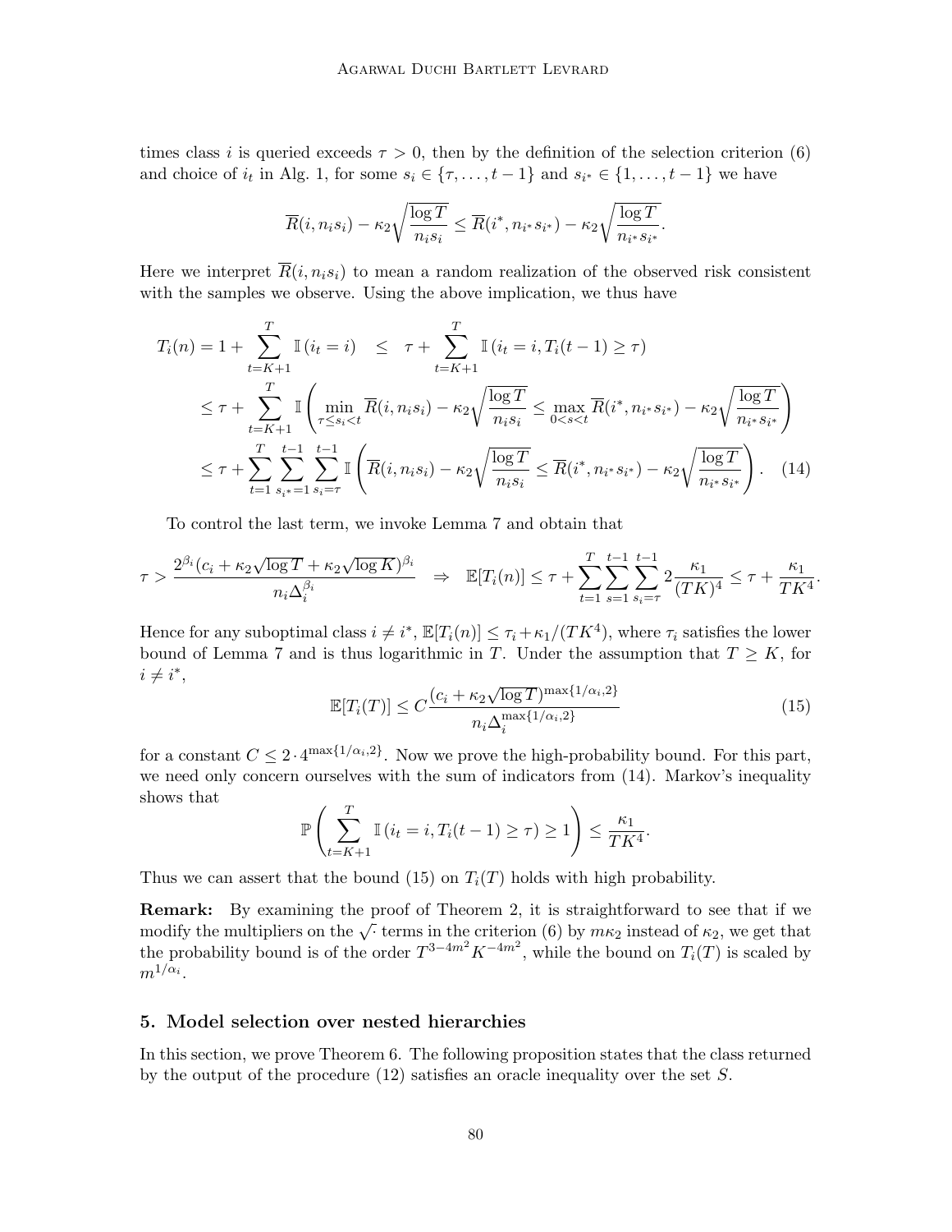times class $i$ is queried exceeds $\tau > 0$, then by the definition of the selection criterion (6) and choice of $i_t$ in Alg. 1, for some $s_i \in \{\tau, \dots, t-1\}$ and $s_{i^*} \in \{1, \dots, t-1\}$ we have

$$\overline{R}(i, n_i s_i) - \kappa_2 \sqrt{\frac{\log T}{n_i s_i}} \leq \overline{R}(i^*, n_{i^*} s_{i^*}) - \kappa_2 \sqrt{\frac{\log T}{n_{i^*} s_{i^*}}}.$$

Here we interpret $\overline{R}(i, n_i s_i)$ to mean a random realization of the observed risk consistent with the samples we observe. Using the above implication, we thus have

$$\begin{aligned}
T_i(n) = 1 + \sum_{t=K+1}^{T} \mathbb{I}(i_t = i) \quad &\leq \quad \tau + \sum_{t=K+1}^{T} \mathbb{I}(i_t = i, T_i(t-1) \geq \tau) \\
&\leq \tau + \sum_{t=K+1}^{T} \mathbb{I}\left( \min_{\tau \leq s_i < t} \overline{R}(i, n_i s_i) - \kappa_2 \sqrt{\frac{\log T}{n_i s_i}} \leq \max_{0 < s < t} \overline{R}(i^*, n_{i^*} s_{i^*}) - \kappa_2 \sqrt{\frac{\log T}{n_{i^*} s_{i^*}}} \right) \\
&\leq \tau + \sum_{t=1}^{T} \sum_{s_{i^*}=1}^{t-1} \sum_{s_i=\tau}^{t-1} \mathbb{I}\left( \overline{R}(i, n_i s_i) - \kappa_2 \sqrt{\frac{\log T}{n_i s_i}} \leq \overline{R}(i^*, n_{i^*} s_{i^*}) - \kappa_2 \sqrt{\frac{\log T}{n_{i^*} s_{i^*}}} \right). \quad (14)
\end{aligned}$$

To control the last term, we invoke Lemma 7 and obtain that

$$\tau > \frac{2^{\beta_i}(c_i + \kappa_2 \sqrt{\log T} + \kappa_2 \sqrt{\log K})^{\beta_i}}{n_i \Delta_i^{\beta_i}} \quad \Rightarrow \quad \mathbb{E}[T_i(n)] \leq \tau + \sum_{t=1}^{T} \sum_{s=1}^{t-1} \sum_{s_i=\tau}^{t-1} 2 \frac{\kappa_1}{(TK)^4} \leq \tau + \frac{\kappa_1}{TK^4}.$$

Hence for any suboptimal class $i \neq i^*$, $\mathbb{E}[T_i(n)] \leq \tau_i + \kappa_1/(TK^4)$, where $\tau_i$ satisfies the lower bound of Lemma 7 and is thus logarithmic in $T$. Under the assumption that $T \geq K$, for $i \neq i^*$,

$$\mathbb{E}[T_i(T)] \leq C \frac{(c_i + \kappa_2 \sqrt{\log T})^{\max\{1/\alpha_i, 2\}}}{n_i \Delta_i^{\max\{1/\alpha_i, 2\}}} \quad (15)$$

for a constant $C \leq 2 \cdot 4^{\max\{1/\alpha_i, 2\}}$. Now we prove the high-probability bound. For this part, we need only concern ourselves with the sum of indicators from (14). Markov's inequality shows that

$$\mathbb{P}\left( \sum_{t=K+1}^{T} \mathbb{I}(i_t = i, T_i(t-1) \geq \tau) \geq 1 \right) \leq \frac{\kappa_1}{TK^4}.$$

Thus we can assert that the bound (15) on $T_i(T)$ holds with high probability.

**Remark:** By examining the proof of Theorem 2, it is straightforward to see that if we modify the multipliers on the $\sqrt{\cdot}$ terms in the criterion (6) by $m\kappa_2$ instead of $\kappa_2$, we get that the probability bound is of the order $T^{3-4m^2} K^{-4m^2}$, while the bound on $T_i(T)$ is scaled by $m^{1/\alpha_i}$.

## 5. Model selection over nested hierarchies

In this section, we prove Theorem 6. The following proposition states that the class returned by the output of the procedure (12) satisfies an oracle inequality over the set $S$.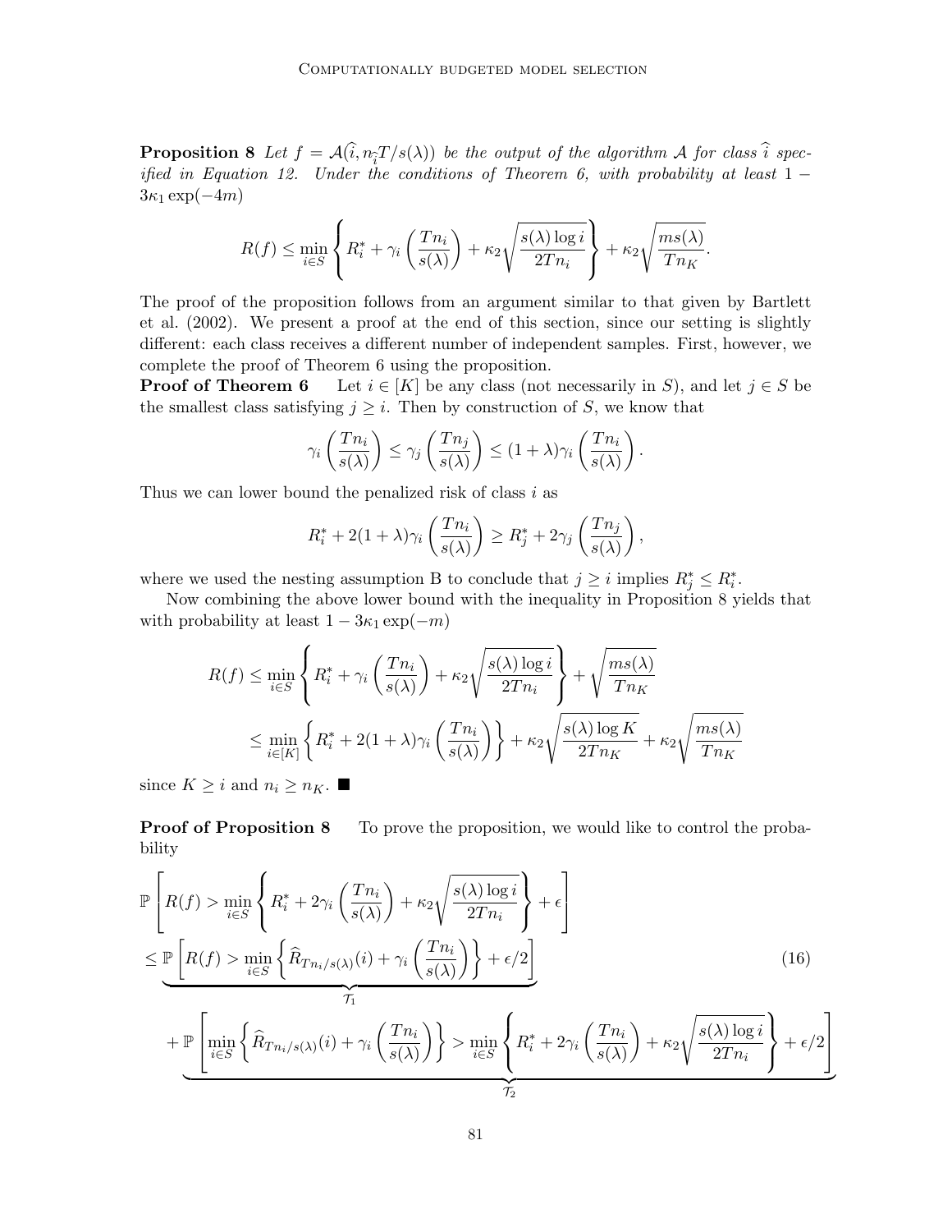**Proposition 8** *Let $f = \mathcal{A}(\widehat{i}, n_{\widehat{i}}T/s(\lambda))$ be the output of the algorithm $\mathcal{A}$ for class $\widehat{i}$ specified in Equation 12. Under the conditions of Theorem 6, with probability at least $1 - 3\kappa_1 \exp(-4m)$*

$$R(f) \le \min_{i \in S} \left\{ R_i^* + \gamma_i\left(\frac{Tn_i}{s(\lambda)}\right) + \kappa_2 \sqrt{\frac{s(\lambda)\log i}{2Tn_i}} \right\} + \kappa_2 \sqrt{\frac{ms(\lambda)}{Tn_K}}.$$

The proof of the proposition follows from an argument similar to that given by Bartlett et al. (2002). We present a proof at the end of this section, since our setting is slightly different: each class receives a different number of independent samples. First, however, we complete the proof of Theorem 6 using the proposition.

**Proof of Theorem 6** Let $i \in [K]$ be any class (not necessarily in $S$), and let $j \in S$ be the smallest class satisfying $j \ge i$. Then by construction of $S$, we know that

$$\gamma_i\left(\frac{Tn_i}{s(\lambda)}\right) \le \gamma_j\left(\frac{Tn_j}{s(\lambda)}\right) \le (1+\lambda)\gamma_i\left(\frac{Tn_i}{s(\lambda)}\right).$$

Thus we can lower bound the penalized risk of class $i$ as

$$R_i^* + 2(1+\lambda)\gamma_i\left(\frac{Tn_i}{s(\lambda)}\right) \ge R_j^* + 2\gamma_j\left(\frac{Tn_j}{s(\lambda)}\right),$$

where we used the nesting assumption B to conclude that $j \ge i$ implies $R_j^* \le R_i^*$.

Now combining the above lower bound with the inequality in Proposition 8 yields that with probability at least $1 - 3\kappa_1 \exp(-m)$

$$\begin{aligned}
R(f) &\le \min_{i \in S} \left\{ R_i^* + \gamma_i\left(\frac{Tn_i}{s(\lambda)}\right) + \kappa_2 \sqrt{\frac{s(\lambda)\log i}{2Tn_i}} \right\} + \sqrt{\frac{ms(\lambda)}{Tn_K}} \\
&\le \min_{i \in [K]} \left\{ R_i^* + 2(1+\lambda)\gamma_i\left(\frac{Tn_i}{s(\lambda)}\right) \right\} + \kappa_2 \sqrt{\frac{s(\lambda)\log K}{2Tn_K}} + \kappa_2 \sqrt{\frac{ms(\lambda)}{Tn_K}}
\end{aligned}$$

since $K \ge i$ and $n_i \ge n_K$. ■

**Proof of Proposition 8** To prove the proposition, we would like to control the probability

$$\begin{aligned}
&\mathbb{P}\left[ R(f) > \min_{i \in S} \left\{ R_i^* + 2\gamma_i\left(\frac{Tn_i}{s(\lambda)}\right) + \kappa_2 \sqrt{\frac{s(\lambda)\log i}{2Tn_i}} \right\} + \epsilon \right] \\
&\le \underbrace{\mathbb{P}\left[ R(f) > \min_{i \in S} \left\{ \widehat{R}_{Tn_i/s(\lambda)}(i) + \gamma_i\left(\frac{Tn_i}{s(\lambda)}\right) \right\} + \epsilon/2 \right]}_{\mathcal{T}_1} \\
&\quad + \underbrace{\mathbb{P}\left[ \min_{i \in S} \left\{ \widehat{R}_{Tn_i/s(\lambda)}(i) + \gamma_i\left(\frac{Tn_i}{s(\lambda)}\right) \right\} > \min_{i \in S} \left\{ R_i^* + 2\gamma_i\left(\frac{Tn_i}{s(\lambda)}\right) + \kappa_2 \sqrt{\frac{s(\lambda)\log i}{2Tn_i}} \right\} + \epsilon/2 \right]}_{\mathcal{T}_2}
\end{aligned} \tag{16}$$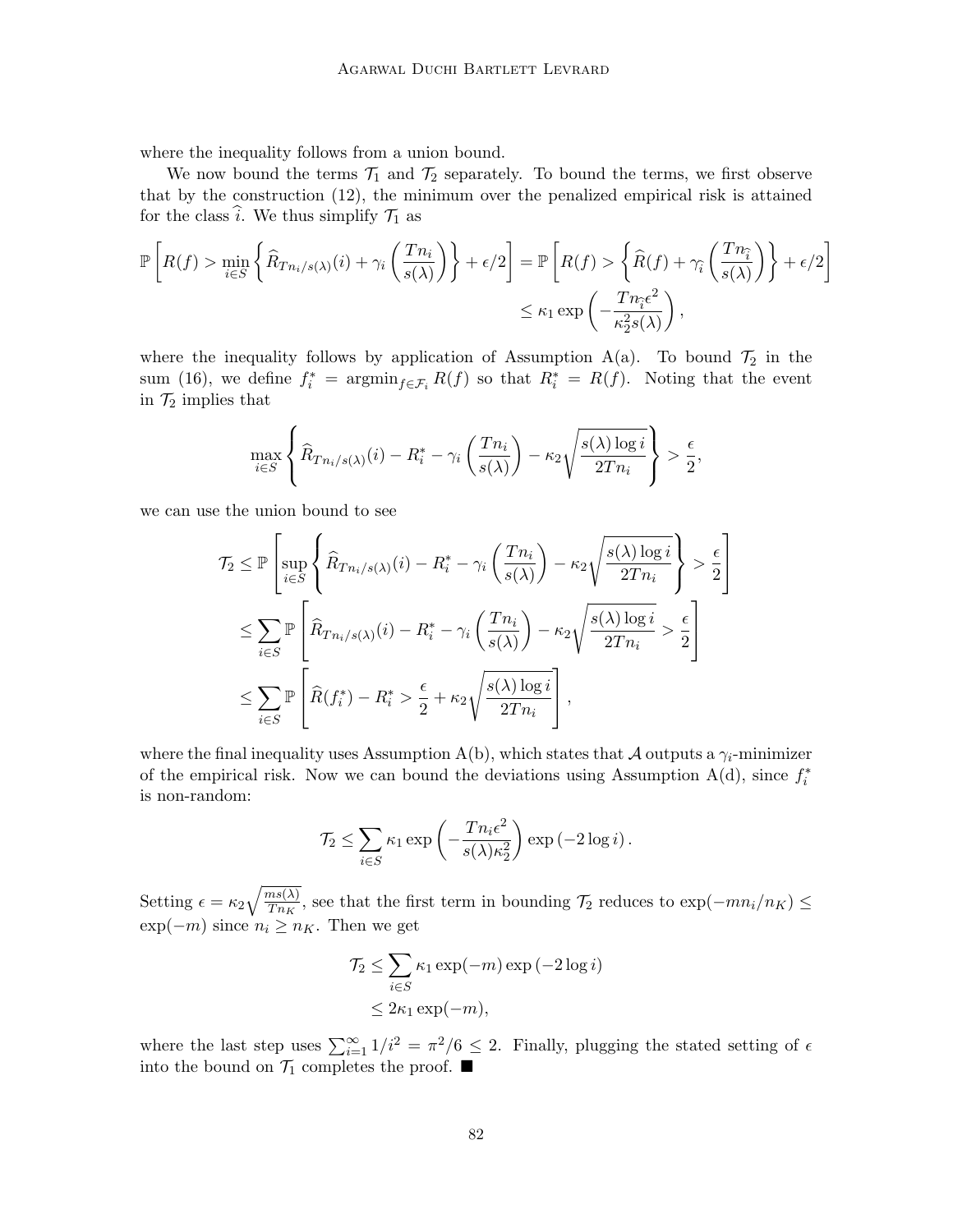where the inequality follows from a union bound.

We now bound the terms $\mathcal{T}_1$ and $\mathcal{T}_2$ separately. To bound the terms, we first observe that by the construction (12), the minimum over the penalized empirical risk is attained for the class $\widehat{i}$. We thus simplify $\mathcal{T}_1$ as

$$
\mathbb{P}\left[R(f) > \min_{i \in S}\left\{\widehat{R}_{Tn_i/s(\lambda)}(i) + \gamma_i\left(\frac{Tn_i}{s(\lambda)}\right)\right\} + \epsilon/2\right] = \mathbb{P}\left[R(f) > \left\{\widehat{R}(f) + \gamma_{\widehat{i}}\left(\frac{Tn_{\widehat{i}}}{s(\lambda)}\right)\right\} + \epsilon/2\right]
$$
$$
\leq \kappa_1 \exp\left(-\frac{Tn_{\widehat{i}}\epsilon^2}{\kappa_2^2 s(\lambda)}\right),
$$

where the inequality follows by application of Assumption A(a). To bound $\mathcal{T}_2$ in the sum (16), we define $f_i^* = \operatorname{argmin}_{f \in \mathcal{F}_i} R(f)$ so that $R_i^* = R(f)$. Noting that the event in $\mathcal{T}_2$ implies that

$$
\max_{i \in S}\left\{\widehat{R}_{Tn_i/s(\lambda)}(i) - R_i^* - \gamma_i\left(\frac{Tn_i}{s(\lambda)}\right) - \kappa_2\sqrt{\frac{s(\lambda)\log i}{2Tn_i}}\right\} > \frac{\epsilon}{2},
$$

we can use the union bound to see

$$
\begin{aligned}
\mathcal{T}_2 &\leq \mathbb{P}\left[\sup_{i \in S}\left\{\widehat{R}_{Tn_i/s(\lambda)}(i) - R_i^* - \gamma_i\left(\frac{Tn_i}{s(\lambda)}\right) - \kappa_2\sqrt{\frac{s(\lambda)\log i}{2Tn_i}}\right\} > \frac{\epsilon}{2}\right] \\
&\leq \sum_{i \in S}\mathbb{P}\left[\widehat{R}_{Tn_i/s(\lambda)}(i) - R_i^* - \gamma_i\left(\frac{Tn_i}{s(\lambda)}\right) - \kappa_2\sqrt{\frac{s(\lambda)\log i}{2Tn_i}} > \frac{\epsilon}{2}\right] \\
&\leq \sum_{i \in S}\mathbb{P}\left[\widehat{R}(f_i^*) - R_i^* > \frac{\epsilon}{2} + \kappa_2\sqrt{\frac{s(\lambda)\log i}{2Tn_i}}\right],
\end{aligned}
$$

where the final inequality uses Assumption A(b), which states that $\mathcal{A}$ outputs a $\gamma_i$-minimizer of the empirical risk. Now we can bound the deviations using Assumption A(d), since $f_i^*$ is non-random:

$$
\mathcal{T}_2 \leq \sum_{i \in S}\kappa_1 \exp\left(-\frac{Tn_i\epsilon^2}{s(\lambda)\kappa_2^2}\right)\exp\left(-2\log i\right).
$$

Setting $\epsilon = \kappa_2\sqrt{\frac{ms(\lambda)}{Tn_K}}$, see that the first term in bounding $\mathcal{T}_2$ reduces to $\exp(-mn_i/n_K) \leq \exp(-m)$ since $n_i \geq n_K$. Then we get

$$
\begin{aligned}
\mathcal{T}_2 &\leq \sum_{i \in S}\kappa_1 \exp(-m)\exp\left(-2\log i\right) \\
&\leq 2\kappa_1 \exp(-m),
\end{aligned}
$$

where the last step uses $\sum_{i=1}^{\infty} 1/i^2 = \pi^2/6 \leq 2$. Finally, plugging the stated setting of $\epsilon$ into the bound on $\mathcal{T}_1$ completes the proof. ■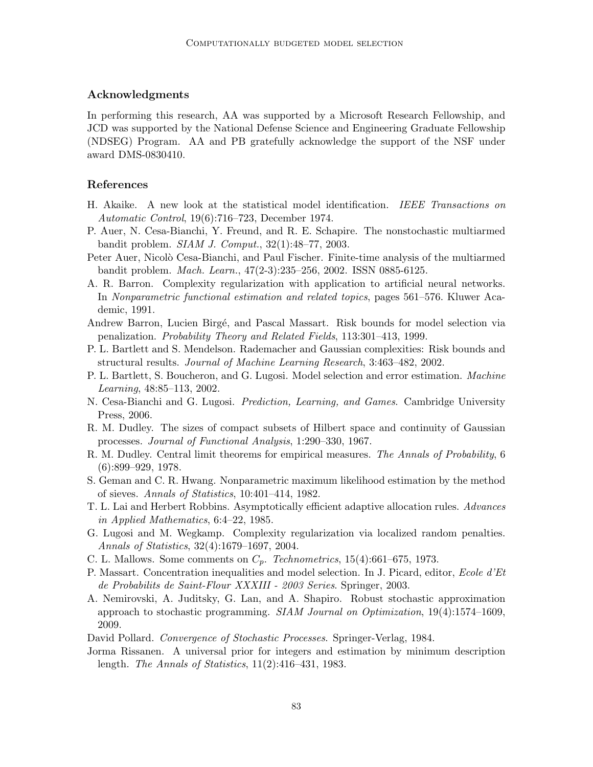## Acknowledgments

In performing this research, AA was supported by a Microsoft Research Fellowship, and JCD was supported by the National Defense Science and Engineering Graduate Fellowship (NDSEG) Program. AA and PB gratefully acknowledge the support of the NSF under award DMS-0830410.

## References

H. Akaike. A new look at the statistical model identification. *IEEE Transactions on Automatic Control*, 19(6):716–723, December 1974.

P. Auer, N. Cesa-Bianchi, Y. Freund, and R. E. Schapire. The nonstochastic multiarmed bandit problem. *SIAM J. Comput.*, 32(1):48–77, 2003.

Peter Auer, Nicolò Cesa-Bianchi, and Paul Fischer. Finite-time analysis of the multiarmed bandit problem. *Mach. Learn.*, 47(2-3):235–256, 2002. ISSN 0885-6125.

A. R. Barron. Complexity regularization with application to artificial neural networks. In *Nonparametric functional estimation and related topics*, pages 561–576. Kluwer Academic, 1991.

Andrew Barron, Lucien Birgé, and Pascal Massart. Risk bounds for model selection via penalization. *Probability Theory and Related Fields*, 113:301–413, 1999.

P. L. Bartlett and S. Mendelson. Rademacher and Gaussian complexities: Risk bounds and structural results. *Journal of Machine Learning Research*, 3:463–482, 2002.

P. L. Bartlett, S. Boucheron, and G. Lugosi. Model selection and error estimation. *Machine Learning*, 48:85–113, 2002.

N. Cesa-Bianchi and G. Lugosi. *Prediction, Learning, and Games*. Cambridge University Press, 2006.

R. M. Dudley. The sizes of compact subsets of Hilbert space and continuity of Gaussian processes. *Journal of Functional Analysis*, 1:290–330, 1967.

R. M. Dudley. Central limit theorems for empirical measures. *The Annals of Probability*, 6 (6):899–929, 1978.

S. Geman and C. R. Hwang. Nonparametric maximum likelihood estimation by the method of sieves. *Annals of Statistics*, 10:401–414, 1982.

T. L. Lai and Herbert Robbins. Asymptotically efficient adaptive allocation rules. *Advances in Applied Mathematics*, 6:4–22, 1985.

G. Lugosi and M. Wegkamp. Complexity regularization via localized random penalties. *Annals of Statistics*, 32(4):1679–1697, 2004.

C. L. Mallows. Some comments on $C_p$. *Technometrics*, 15(4):661–675, 1973.

P. Massart. Concentration inequalities and model selection. In J. Picard, editor, *Ecole d'Et de Probabilits de Saint-Flour XXXIII - 2003 Series*. Springer, 2003.

A. Nemirovski, A. Juditsky, G. Lan, and A. Shapiro. Robust stochastic approximation approach to stochastic programming. *SIAM Journal on Optimization*, 19(4):1574–1609, 2009.

David Pollard. *Convergence of Stochastic Processes*. Springer-Verlag, 1984.

Jorma Rissanen. A universal prior for integers and estimation by minimum description length. *The Annals of Statistics*, 11(2):416–431, 1983.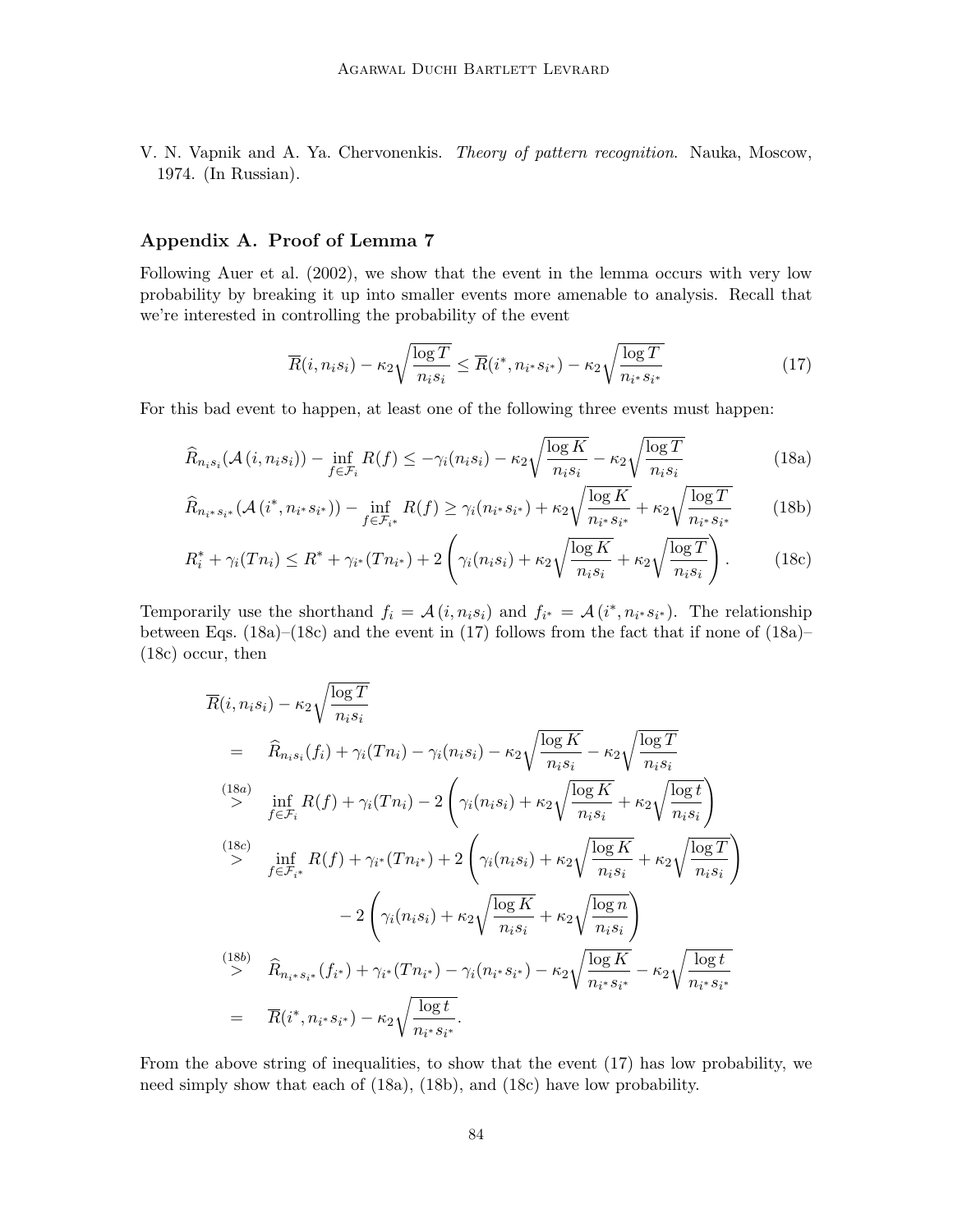V. N. Vapnik and A. Ya. Chervonenkis. *Theory of pattern recognition.* Nauka, Moscow, 1974. (In Russian).

## Appendix A. Proof of Lemma 7

Following Auer et al. (2002), we show that the event in the lemma occurs with very low probability by breaking it up into smaller events more amenable to analysis. Recall that we're interested in controlling the probability of the event

$$\overline{R}(i, n_i s_i) - \kappa_2 \sqrt{\frac{\log T}{n_i s_i}} \leq \overline{R}(i^*, n_{i^*} s_{i^*}) - \kappa_2 \sqrt{\frac{\log T}{n_{i^*} s_{i^*}}} \tag{17}$$

For this bad event to happen, at least one of the following three events must happen:

$$\widehat{R}_{n_i s_i}(\mathcal{A}(i, n_i s_i)) - \inf_{f \in \mathcal{F}_i} R(f) \leq -\gamma_i(n_i s_i) - \kappa_2 \sqrt{\frac{\log K}{n_i s_i}} - \kappa_2 \sqrt{\frac{\log T}{n_i s_i}} \tag{18a}$$

$$\widehat{R}_{n_{i^*} s_{i^*}}(\mathcal{A}(i^*, n_{i^*} s_{i^*})) - \inf_{f \in \mathcal{F}_{i^*}} R(f) \geq \gamma_i(n_{i^*} s_{i^*}) + \kappa_2 \sqrt{\frac{\log K}{n_{i^*} s_{i^*}}} + \kappa_2 \sqrt{\frac{\log T}{n_{i^*} s_{i^*}}} \tag{18b}$$

$$R_i^* + \gamma_i(T n_i) \leq R^* + \gamma_{i^*}(T n_{i^*}) + 2\left(\gamma_i(n_i s_i) + \kappa_2 \sqrt{\frac{\log K}{n_i s_i}} + \kappa_2 \sqrt{\frac{\log T}{n_i s_i}}\right). \tag{18c}$$

Temporarily use the shorthand $f_i = \mathcal{A}(i, n_i s_i)$ and $f_{i^*} = \mathcal{A}(i^*, n_{i^*} s_{i^*})$. The relationship between Eqs. (18a)–(18c) and the event in (17) follows from the fact that if none of (18a)–(18c) occur, then

$$\begin{aligned}
&\overline{R}(i, n_i s_i) - \kappa_2 \sqrt{\frac{\log T}{n_i s_i}} \\
&\quad = \widehat{R}_{n_i s_i}(f_i) + \gamma_i(T n_i) - \gamma_i(n_i s_i) - \kappa_2 \sqrt{\frac{\log K}{n_i s_i}} - \kappa_2 \sqrt{\frac{\log T}{n_i s_i}} \\
&\quad \overset{(18a)}{>} \inf_{f \in \mathcal{F}_i} R(f) + \gamma_i(T n_i) - 2\left(\gamma_i(n_i s_i) + \kappa_2 \sqrt{\frac{\log K}{n_i s_i}} + \kappa_2 \sqrt{\frac{\log t}{n_i s_i}}\right) \\
&\quad \overset{(18c)}{>} \inf_{f \in \mathcal{F}_{i^*}} R(f) + \gamma_{i^*}(T n_{i^*}) + 2\left(\gamma_i(n_i s_i) + \kappa_2 \sqrt{\frac{\log K}{n_i s_i}} + \kappa_2 \sqrt{\frac{\log T}{n_i s_i}}\right) \\
&\qquad\qquad - 2\left(\gamma_i(n_i s_i) + \kappa_2 \sqrt{\frac{\log K}{n_i s_i}} + \kappa_2 \sqrt{\frac{\log n}{n_i s_i}}\right) \\
&\quad \overset{(18b)}{>} \widehat{R}_{n_{i^*} s_{i^*}}(f_{i^*}) + \gamma_{i^*}(T n_{i^*}) - \gamma_i(n_{i^*} s_{i^*}) - \kappa_2 \sqrt{\frac{\log K}{n_{i^*} s_{i^*}}} - \kappa_2 \sqrt{\frac{\log t}{n_{i^*} s_{i^*}}} \\
&\quad = \overline{R}(i^*, n_{i^*} s_{i^*}) - \kappa_2 \sqrt{\frac{\log t}{n_{i^*} s_{i^*}}}.
\end{aligned}$$

From the above string of inequalities, to show that the event (17) has low probability, we need simply show that each of (18a), (18b), and (18c) have low probability.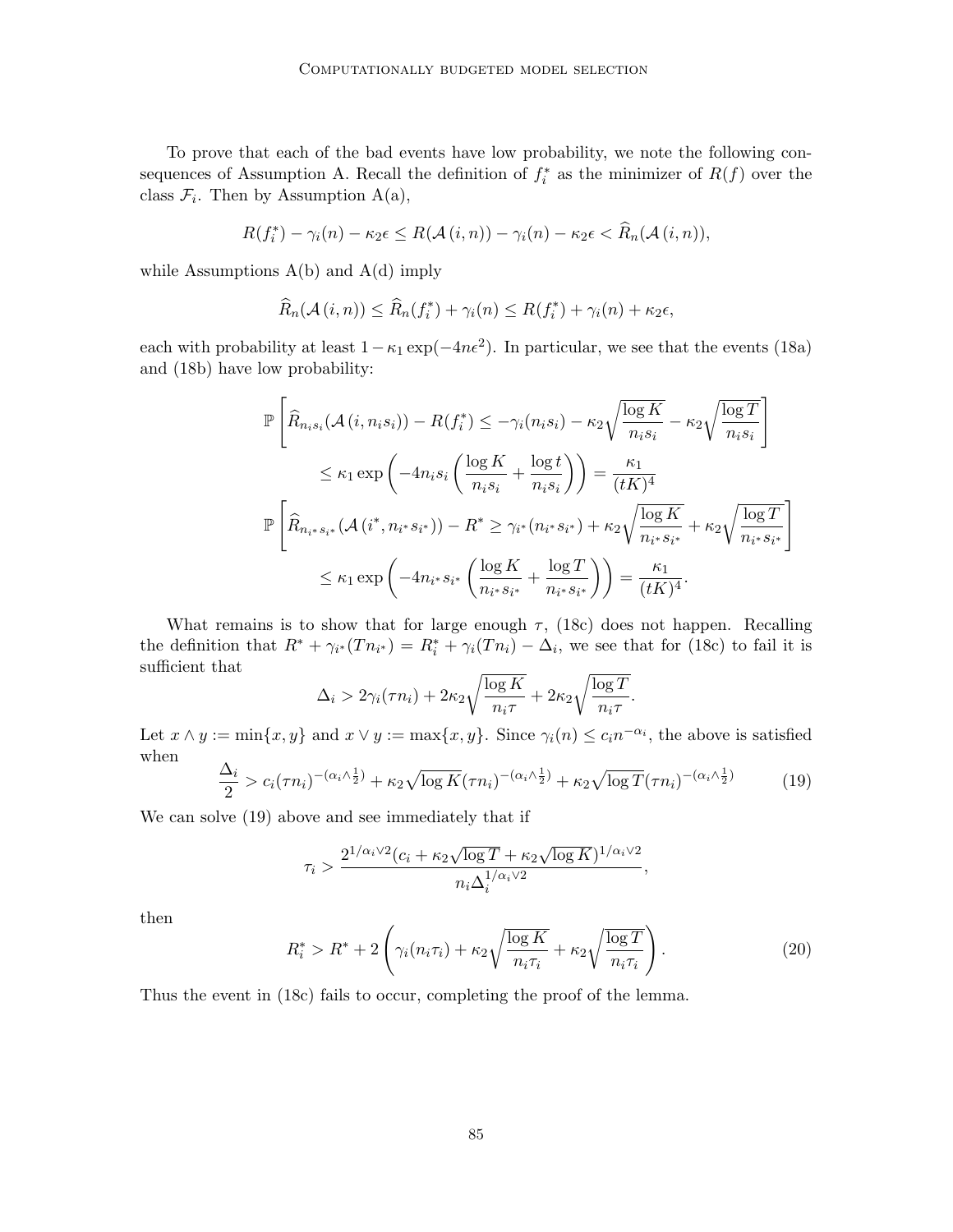To prove that each of the bad events have low probability, we note the following consequences of Assumption A. Recall the definition of $f_i^*$ as the minimizer of $R(f)$ over the class $\mathcal{F}_i$. Then by Assumption A(a),

$$R(f_i^*) - \gamma_i(n) - \kappa_2\epsilon \le R(\mathcal{A}\,(i,n)) - \gamma_i(n) - \kappa_2\epsilon < \widehat{R}_n(\mathcal{A}\,(i,n)),$$

while Assumptions A(b) and A(d) imply

$$\widehat{R}_n(\mathcal{A}\,(i,n)) \le \widehat{R}_n(f_i^*) + \gamma_i(n) \le R(f_i^*) + \gamma_i(n) + \kappa_2\epsilon,$$

each with probability at least $1 - \kappa_1 \exp(-4n\epsilon^2)$. In particular, we see that the events (18a) and (18b) have low probability:

$$\mathbb{P}\left[\widehat{R}_{n_i s_i}(\mathcal{A}\,(i, n_i s_i)) - R(f_i^*) \le -\gamma_i(n_i s_i) - \kappa_2\sqrt{\frac{\log K}{n_i s_i}} - \kappa_2\sqrt{\frac{\log T}{n_i s_i}}\right]$$
$$\le \kappa_1 \exp\left(-4 n_i s_i \left(\frac{\log K}{n_i s_i} + \frac{\log t}{n_i s_i}\right)\right) = \frac{\kappa_1}{(tK)^4}$$
$$\mathbb{P}\left[\widehat{R}_{n_{i^*} s_{i^*}}(\mathcal{A}\,(i^*, n_{i^*} s_{i^*})) - R^* \ge \gamma_{i^*}(n_{i^*} s_{i^*}) + \kappa_2\sqrt{\frac{\log K}{n_{i^*} s_{i^*}}} + \kappa_2\sqrt{\frac{\log T}{n_{i^*} s_{i^*}}}\right]$$
$$\le \kappa_1 \exp\left(-4 n_{i^*} s_{i^*} \left(\frac{\log K}{n_{i^*} s_{i^*}} + \frac{\log T}{n_{i^*} s_{i^*}}\right)\right) = \frac{\kappa_1}{(tK)^4}.$$

What remains is to show that for large enough $\tau$, (18c) does not happen. Recalling the definition that $R^* + \gamma_{i^*}(Tn_{i^*}) = R_i^* + \gamma_i(Tn_i) - \Delta_i$, we see that for (18c) to fail it is sufficient that

$$\Delta_i > 2\gamma_i(\tau n_i) + 2\kappa_2\sqrt{\frac{\log K}{n_i \tau}} + 2\kappa_2\sqrt{\frac{\log T}{n_i \tau}}.$$

Let $x \wedge y := \min\{x, y\}$ and $x \vee y := \max\{x, y\}$. Since $\gamma_i(n) \le c_i n^{-\alpha_i}$, the above is satisfied when

$$\frac{\Delta_i}{2} > c_i(\tau n_i)^{-(\alpha_i \wedge \frac{1}{2})} + \kappa_2\sqrt{\log K}(\tau n_i)^{-(\alpha_i \wedge \frac{1}{2})} + \kappa_2\sqrt{\log T}(\tau n_i)^{-(\alpha_i \wedge \frac{1}{2})} \tag{19}$$

We can solve (19) above and see immediately that if

$$\tau_i > \frac{2^{1/\alpha_i \vee 2}(c_i + \kappa_2\sqrt{\log T} + \kappa_2\sqrt{\log K})^{1/\alpha_i \vee 2}}{n_i \Delta_i^{1/\alpha_i \vee 2}},$$

then

$$R_i^* > R^* + 2\left(\gamma_i(n_i\tau_i) + \kappa_2\sqrt{\frac{\log K}{n_i \tau_i}} + \kappa_2\sqrt{\frac{\log T}{n_i \tau_i}}\right). \tag{20}$$

Thus the event in (18c) fails to occur, completing the proof of the lemma.